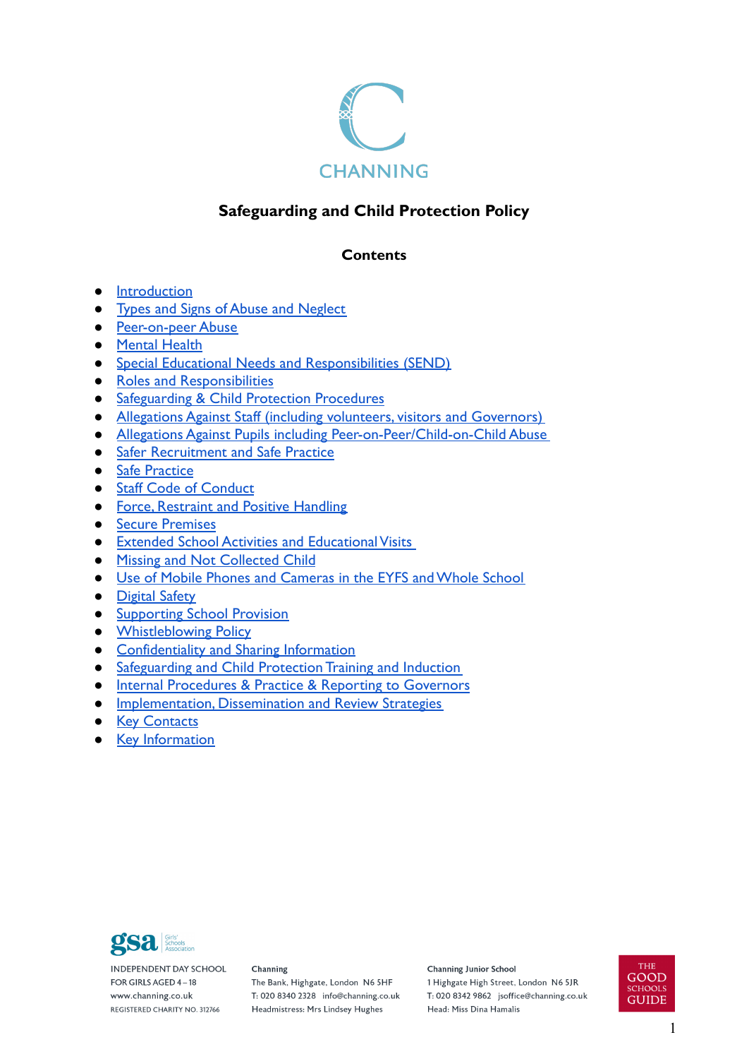CHANNING

# Safeguarding and Child Protection Policy

## Contents

- Introduction
- Types and Signs of Abuse and Neglect
- Peer-on-peer Abuse
- Mental Health
- Special Educational Needs and Responsibilities (SEND)
- Roles and Responsibilities
- Safeguarding & Child Protection Procedures
- Allegations Against Staff (including volunteers, visitors and Governors)
- Allegations Against Pupils including Peer-on-Peer/Child-on-Child Abuse
- Safer Recruitment and Safe Practice
- Safe Practice
- Staff Code of Conduct
- Force, Restraint and Positive Handling
- Secure Premises
- Extended School Activities and Educational Visits
- Missing and Not Collected Child
- Use of Mobile Phones and Cameras in the EYFS and Whole School
- Digital Safety
- Supporting School Provision
- Whistleblowing Policy
- Confidentiality and Sharing Information
- Safeguarding and Child Protection Training and Induction
- Internal Procedures & Practice & Reporting to Governors
- Implementation, Dissemination and Review Strategies
- Key Contacts
- Key Information

gsa Girls' Schools Association

INDEPENDENT DAY SCHOOL
FOR GIRLS AGED 4 – 18
www.channing.co.uk
REGISTERED CHARITY NO. 312766

**Channing**
The Bank, Highgate, London N6 5HF
T: 020 8340 2328 info@channing.co.uk
Headmistress: Mrs Lindsey Hughes

**Channing Junior School**
1 Highgate High Street, London N6 5JR
T: 020 8342 9862 jsoffice@channing.co.uk
Head: Miss Dina Hamalis

THE GOOD SCHOOLS GUIDE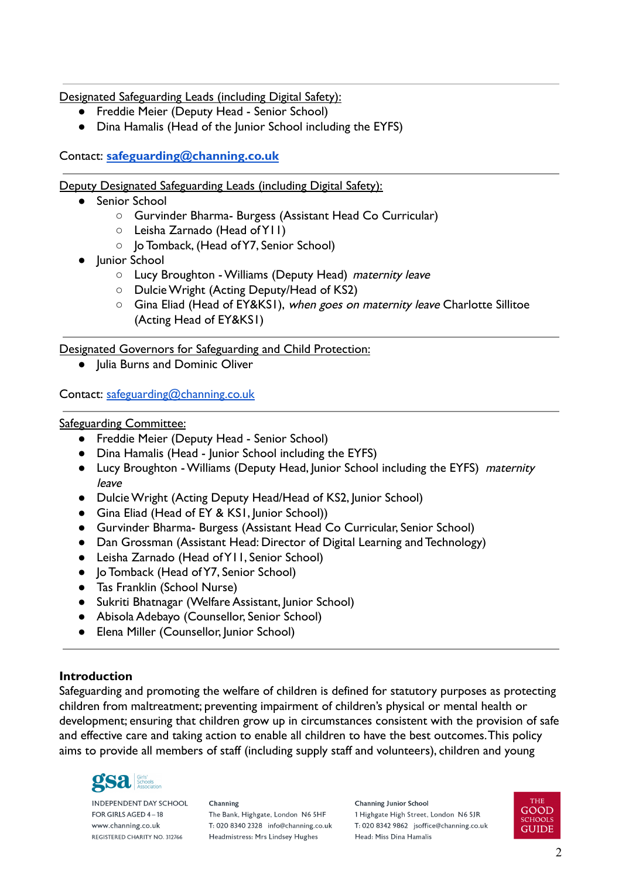Designated Safeguarding Leads (including Digital Safety):

- Freddie Meier (Deputy Head - Senior School)
- Dina Hamalis (Head of the Junior School including the EYFS)

Contact: **safeguarding@channing.co.uk**

---

Deputy Designated Safeguarding Leads (including Digital Safety):

- Senior School
    - Gurvinder Bharma- Burgess (Assistant Head Co Curricular)
    - Leisha Zarnado (Head of Y11)
    - Jo Tomback, (Head of Y7, Senior School)
- Junior School
    - Lucy Broughton - Williams (Deputy Head) *maternity leave*
    - Dulcie Wright (Acting Deputy/Head of KS2)
    - Gina Eliad (Head of EY&KS1), *when goes on maternity leave* Charlotte Sillitoe (Acting Head of EY&KS1)

---

Designated Governors for Safeguarding and Child Protection:

- Julia Burns and Dominic Oliver

Contact: safeguarding@channing.co.uk

---

Safeguarding Committee:

- Freddie Meier (Deputy Head - Senior School)
- Dina Hamalis (Head - Junior School including the EYFS)
- Lucy Broughton - Williams (Deputy Head, Junior School including the EYFS) *maternity leave*
- Dulcie Wright (Acting Deputy Head/Head of KS2, Junior School)
- Gina Eliad (Head of EY & KS1, Junior School))
- Gurvinder Bharma- Burgess (Assistant Head Co Curricular, Senior School)
- Dan Grossman (Assistant Head: Director of Digital Learning and Technology)
- Leisha Zarnado (Head of Y11, Senior School)
- Jo Tomback (Head of Y7, Senior School)
- Tas Franklin (School Nurse)
- Sukriti Bhatnagar (Welfare Assistant, Junior School)
- Abisola Adebayo (Counsellor, Senior School)
- Elena Miller (Counsellor, Junior School)

---

**Introduction**

Safeguarding and promoting the welfare of children is defined for statutory purposes as protecting children from maltreatment; preventing impairment of children's physical or mental health or development; ensuring that children grow up in circumstances consistent with the provision of safe and effective care and taking action to enable all children to have the best outcomes. This policy aims to provide all members of staff (including supply staff and volunteers), children and young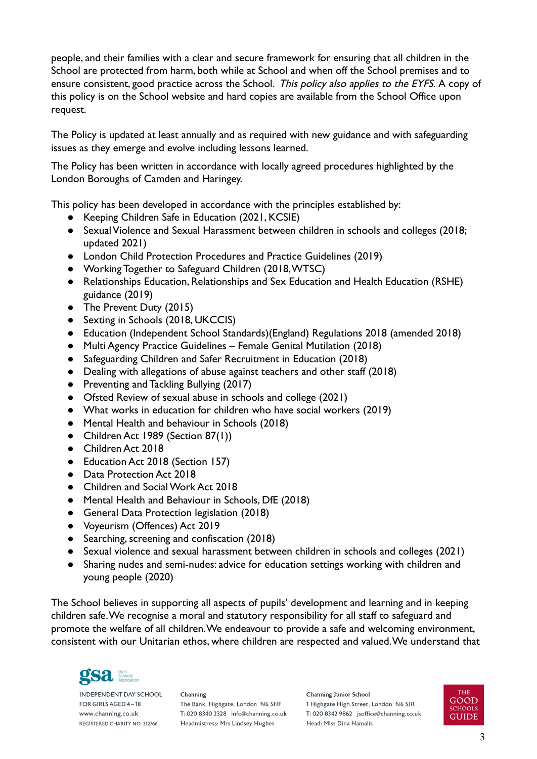people, and their families with a clear and secure framework for ensuring that all children in the School are protected from harm, both while at School and when off the School premises and to ensure consistent, good practice across the School. *This policy also applies to the EYFS.* A copy of this policy is on the School website and hard copies are available from the School Office upon request.

The Policy is updated at least annually and as required with new guidance and with safeguarding issues as they emerge and evolve including lessons learned.

The Policy has been written in accordance with locally agreed procedures highlighted by the London Boroughs of Camden and Haringey.

This policy has been developed in accordance with the principles established by:

- Keeping Children Safe in Education (2021, KCSIE)
- Sexual Violence and Sexual Harassment between children in schools and colleges (2018; updated 2021)
- London Child Protection Procedures and Practice Guidelines (2019)
- Working Together to Safeguard Children (2018, WTSC)
- Relationships Education, Relationships and Sex Education and Health Education (RSHE) guidance (2019)
- The Prevent Duty (2015)
- Sexting in Schools (2018, UKCCIS)
- Education (Independent School Standards)(England) Regulations 2018 (amended 2018)
- Multi Agency Practice Guidelines – Female Genital Mutilation (2018)
- Safeguarding Children and Safer Recruitment in Education (2018)
- Dealing with allegations of abuse against teachers and other staff (2018)
- Preventing and Tackling Bullying (2017)
- Ofsted Review of sexual abuse in schools and college (2021)
- What works in education for children who have social workers (2019)
- Mental Health and behaviour in Schools (2018)
- Children Act 1989 (Section 87(1))
- Children Act 2018
- Education Act 2018 (Section 157)
- Data Protection Act 2018
- Children and Social Work Act 2018
- Mental Health and Behaviour in Schools, DfE (2018)
- General Data Protection legislation (2018)
- Voyeurism (Offences) Act 2019
- Searching, screening and confiscation (2018)
- Sexual violence and sexual harassment between children in schools and colleges (2021)
- Sharing nudes and semi-nudes: advice for education settings working with children and young people (2020)

The School believes in supporting all aspects of pupils' development and learning and in keeping children safe. We recognise a moral and statutory responsibility for all staff to safeguard and promote the welfare of all children. We endeavour to provide a safe and welcoming environment, consistent with our Unitarian ethos, where children are respected and valued. We understand that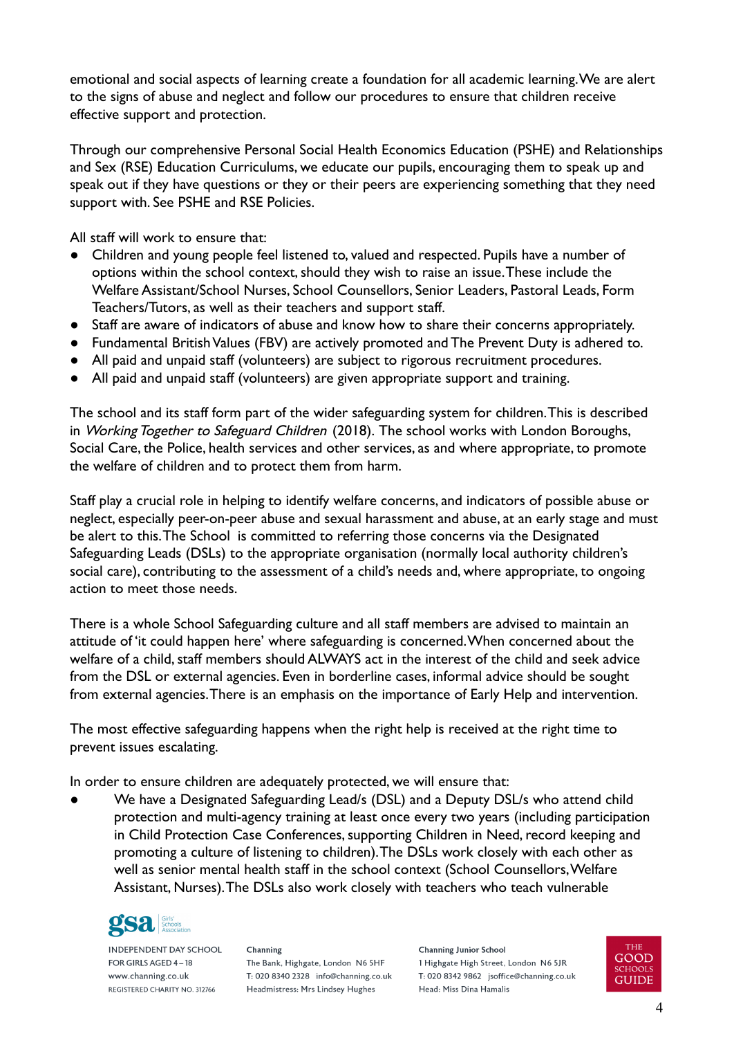emotional and social aspects of learning create a foundation for all academic learning. We are alert to the signs of abuse and neglect and follow our procedures to ensure that children receive effective support and protection.

Through our comprehensive Personal Social Health Economics Education (PSHE) and Relationships and Sex (RSE) Education Curriculums, we educate our pupils, encouraging them to speak up and speak out if they have questions or they or their peers are experiencing something that they need support with. See PSHE and RSE Policies.

All staff will work to ensure that:

- Children and young people feel listened to, valued and respected. Pupils have a number of options within the school context, should they wish to raise an issue. These include the Welfare Assistant/School Nurses, School Counsellors, Senior Leaders, Pastoral Leads, Form Teachers/Tutors, as well as their teachers and support staff.
- Staff are aware of indicators of abuse and know how to share their concerns appropriately.
- Fundamental British Values (FBV) are actively promoted and The Prevent Duty is adhered to.
- All paid and unpaid staff (volunteers) are subject to rigorous recruitment procedures.
- All paid and unpaid staff (volunteers) are given appropriate support and training.

The school and its staff form part of the wider safeguarding system for children. This is described in *Working Together to Safeguard Children* (2018). The school works with London Boroughs, Social Care, the Police, health services and other services, as and where appropriate, to promote the welfare of children and to protect them from harm.

Staff play a crucial role in helping to identify welfare concerns, and indicators of possible abuse or neglect, especially peer-on-peer abuse and sexual harassment and abuse, at an early stage and must be alert to this. The School is committed to referring those concerns via the Designated Safeguarding Leads (DSLs) to the appropriate organisation (normally local authority children's social care), contributing to the assessment of a child's needs and, where appropriate, to ongoing action to meet those needs.

There is a whole School Safeguarding culture and all staff members are advised to maintain an attitude of 'it could happen here' where safeguarding is concerned. When concerned about the welfare of a child, staff members should ALWAYS act in the interest of the child and seek advice from the DSL or external agencies. Even in borderline cases, informal advice should be sought from external agencies. There is an emphasis on the importance of Early Help and intervention.

The most effective safeguarding happens when the right help is received at the right time to prevent issues escalating.

In order to ensure children are adequately protected, we will ensure that:

- We have a Designated Safeguarding Lead/s (DSL) and a Deputy DSL/s who attend child protection and multi-agency training at least once every two years (including participation in Child Protection Case Conferences, supporting Children in Need, record keeping and promoting a culture of listening to children). The DSLs work closely with each other as well as senior mental health staff in the school context (School Counsellors, Welfare Assistant, Nurses). The DSLs also work closely with teachers who teach vulnerable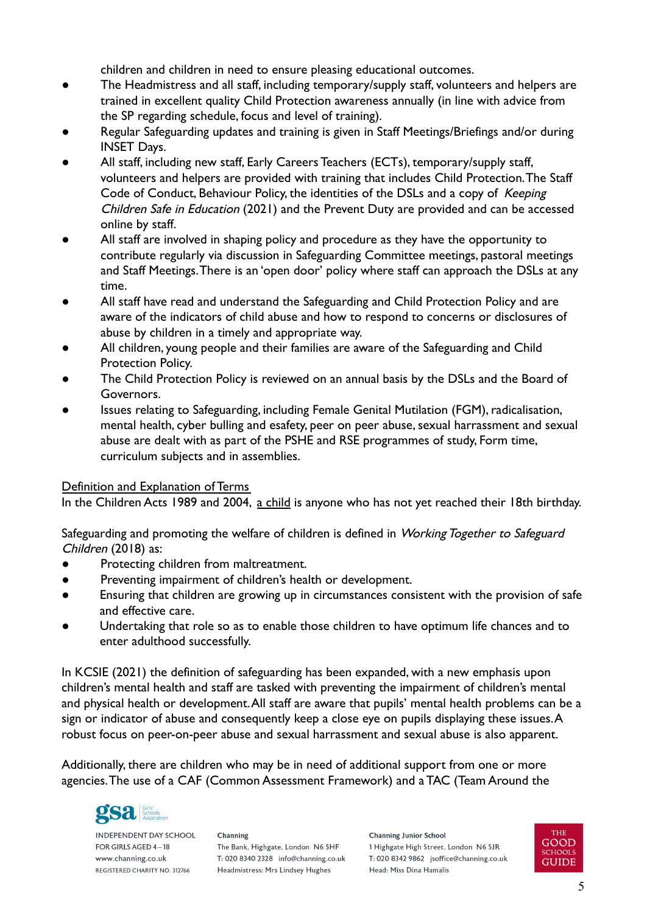children and children in need to ensure pleasing educational outcomes.

- The Headmistress and all staff, including temporary/supply staff, volunteers and helpers are trained in excellent quality Child Protection awareness annually (in line with advice from the SP regarding schedule, focus and level of training).
- Regular Safeguarding updates and training is given in Staff Meetings/Briefings and/or during INSET Days.
- All staff, including new staff, Early Careers Teachers (ECTs), temporary/supply staff, volunteers and helpers are provided with training that includes Child Protection. The Staff Code of Conduct, Behaviour Policy, the identities of the DSLs and a copy of *Keeping Children Safe in Education* (2021) and the Prevent Duty are provided and can be accessed online by staff.
- All staff are involved in shaping policy and procedure as they have the opportunity to contribute regularly via discussion in Safeguarding Committee meetings, pastoral meetings and Staff Meetings. There is an 'open door' policy where staff can approach the DSLs at any time.
- All staff have read and understand the Safeguarding and Child Protection Policy and are aware of the indicators of child abuse and how to respond to concerns or disclosures of abuse by children in a timely and appropriate way.
- All children, young people and their families are aware of the Safeguarding and Child Protection Policy.
- The Child Protection Policy is reviewed on an annual basis by the DSLs and the Board of Governors.
- Issues relating to Safeguarding, including Female Genital Mutilation (FGM), radicalisation, mental health, cyber bulling and esafety, peer on peer abuse, sexual harrassment and sexual abuse are dealt with as part of the PSHE and RSE programmes of study, Form time, curriculum subjects and in assemblies.

<u>Definition and Explanation of Terms</u>

In the Children Acts 1989 and 2004, <u>a child</u> is anyone who has not yet reached their 18th birthday.

Safeguarding and promoting the welfare of children is defined in *Working Together to Safeguard Children* (2018) as:

- Protecting children from maltreatment.
- Preventing impairment of children's health or development.
- Ensuring that children are growing up in circumstances consistent with the provision of safe and effective care.
- Undertaking that role so as to enable those children to have optimum life chances and to enter adulthood successfully.

In KCSIE (2021) the definition of safeguarding has been expanded, with a new emphasis upon children's mental health and staff are tasked with preventing the impairment of children's mental and physical health or development. All staff are aware that pupils' mental health problems can be a sign or indicator of abuse and consequently keep a close eye on pupils displaying these issues. A robust focus on peer-on-peer abuse and sexual harrassment and sexual abuse is also apparent.

Additionally, there are children who may be in need of additional support from one or more agencies. The use of a CAF (Common Assessment Framework) and a TAC (Team Around the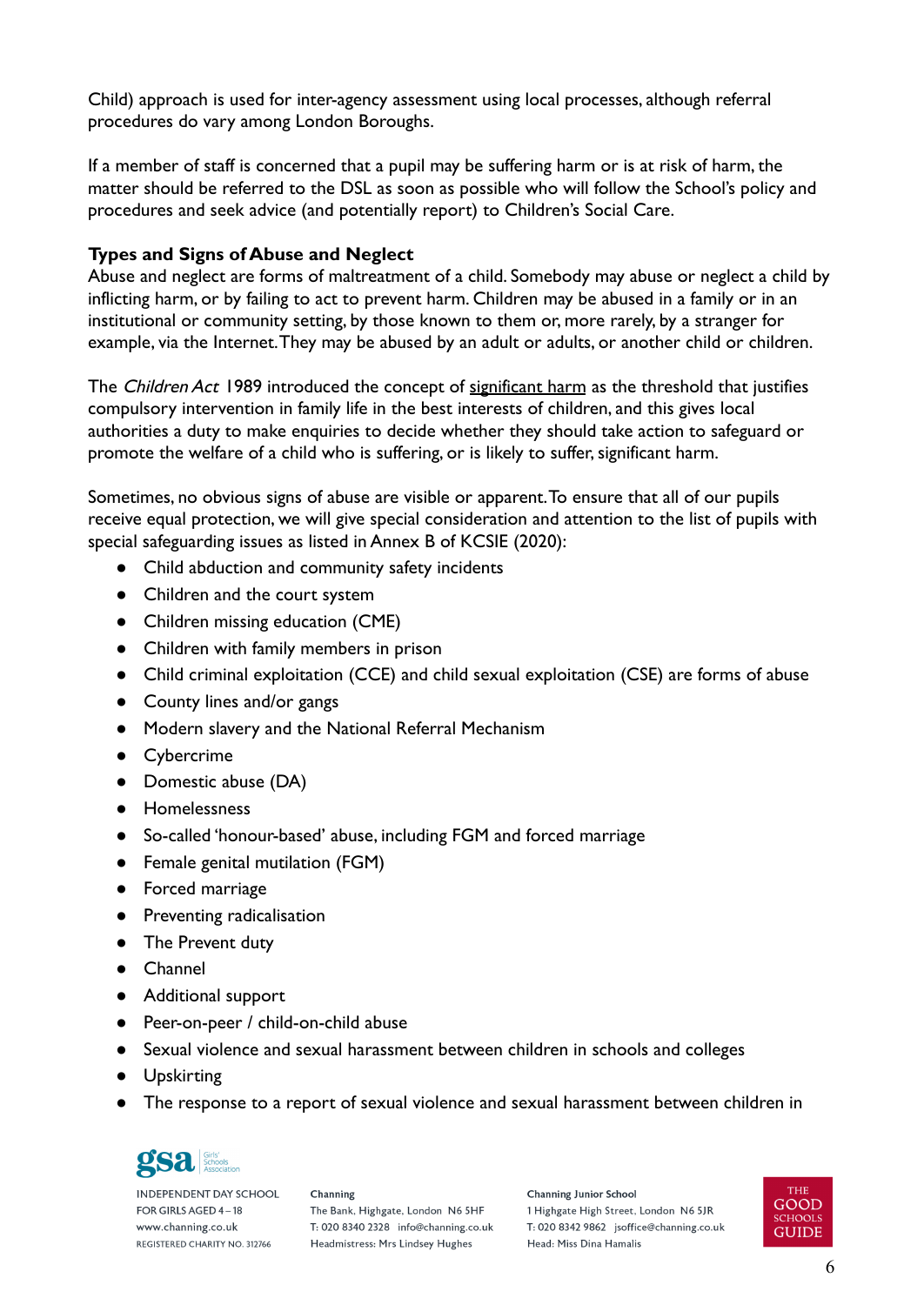Child) approach is used for inter-agency assessment using local processes, although referral procedures do vary among London Boroughs.

If a member of staff is concerned that a pupil may be suffering harm or is at risk of harm, the matter should be referred to the DSL as soon as possible who will follow the School's policy and procedures and seek advice (and potentially report) to Children's Social Care.

**Types and Signs of Abuse and Neglect**

Abuse and neglect are forms of maltreatment of a child. Somebody may abuse or neglect a child by inflicting harm, or by failing to act to prevent harm. Children may be abused in a family or in an institutional or community setting, by those known to them or, more rarely, by a stranger for example, via the Internet. They may be abused by an adult or adults, or another child or children.

The *Children Act* 1989 introduced the concept of significant harm as the threshold that justifies compulsory intervention in family life in the best interests of children, and this gives local authorities a duty to make enquiries to decide whether they should take action to safeguard or promote the welfare of a child who is suffering, or is likely to suffer, significant harm.

Sometimes, no obvious signs of abuse are visible or apparent. To ensure that all of our pupils receive equal protection, we will give special consideration and attention to the list of pupils with special safeguarding issues as listed in Annex B of KCSIE (2020):

- Child abduction and community safety incidents
- Children and the court system
- Children missing education (CME)
- Children with family members in prison
- Child criminal exploitation (CCE) and child sexual exploitation (CSE) are forms of abuse
- County lines and/or gangs
- Modern slavery and the National Referral Mechanism
- Cybercrime
- Domestic abuse (DA)
- Homelessness
- So-called 'honour-based' abuse, including FGM and forced marriage
- Female genital mutilation (FGM)
- Forced marriage
- Preventing radicalisation
- The Prevent duty
- Channel
- Additional support
- Peer-on-peer / child-on-child abuse
- Sexual violence and sexual harassment between children in schools and colleges
- Upskirting
- The response to a report of sexual violence and sexual harassment between children in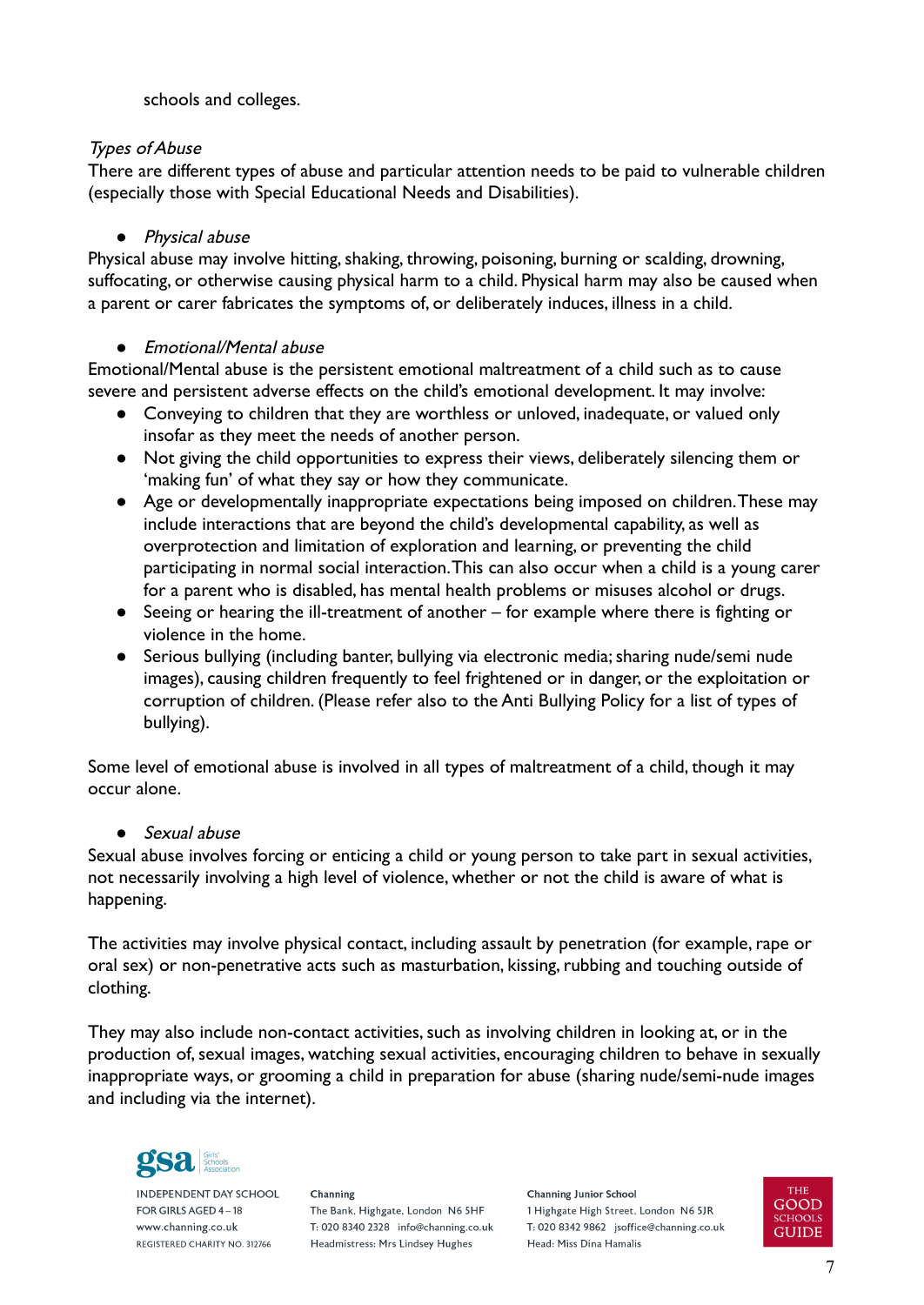schools and colleges.

*Types of Abuse*

There are different types of abuse and particular attention needs to be paid to vulnerable children (especially those with Special Educational Needs and Disabilities).

- *Physical abuse*

Physical abuse may involve hitting, shaking, throwing, poisoning, burning or scalding, drowning, suffocating, or otherwise causing physical harm to a child. Physical harm may also be caused when a parent or carer fabricates the symptoms of, or deliberately induces, illness in a child.

- *Emotional/Mental abuse*

Emotional/Mental abuse is the persistent emotional maltreatment of a child such as to cause severe and persistent adverse effects on the child's emotional development. It may involve:

- Conveying to children that they are worthless or unloved, inadequate, or valued only insofar as they meet the needs of another person.
- Not giving the child opportunities to express their views, deliberately silencing them or 'making fun' of what they say or how they communicate.
- Age or developmentally inappropriate expectations being imposed on children. These may include interactions that are beyond the child's developmental capability, as well as overprotection and limitation of exploration and learning, or preventing the child participating in normal social interaction. This can also occur when a child is a young carer for a parent who is disabled, has mental health problems or misuses alcohol or drugs.
- Seeing or hearing the ill-treatment of another – for example where there is fighting or violence in the home.
- Serious bullying (including banter, bullying via electronic media; sharing nude/semi nude images), causing children frequently to feel frightened or in danger, or the exploitation or corruption of children. (Please refer also to the Anti Bullying Policy for a list of types of bullying).

Some level of emotional abuse is involved in all types of maltreatment of a child, though it may occur alone.

- *Sexual abuse*

Sexual abuse involves forcing or enticing a child or young person to take part in sexual activities, not necessarily involving a high level of violence, whether or not the child is aware of what is happening.

The activities may involve physical contact, including assault by penetration (for example, rape or oral sex) or non-penetrative acts such as masturbation, kissing, rubbing and touching outside of clothing.

They may also include non-contact activities, such as involving children in looking at, or in the production of, sexual images, watching sexual activities, encouraging children to behave in sexually inappropriate ways, or grooming a child in preparation for abuse (sharing nude/semi-nude images and including via the internet).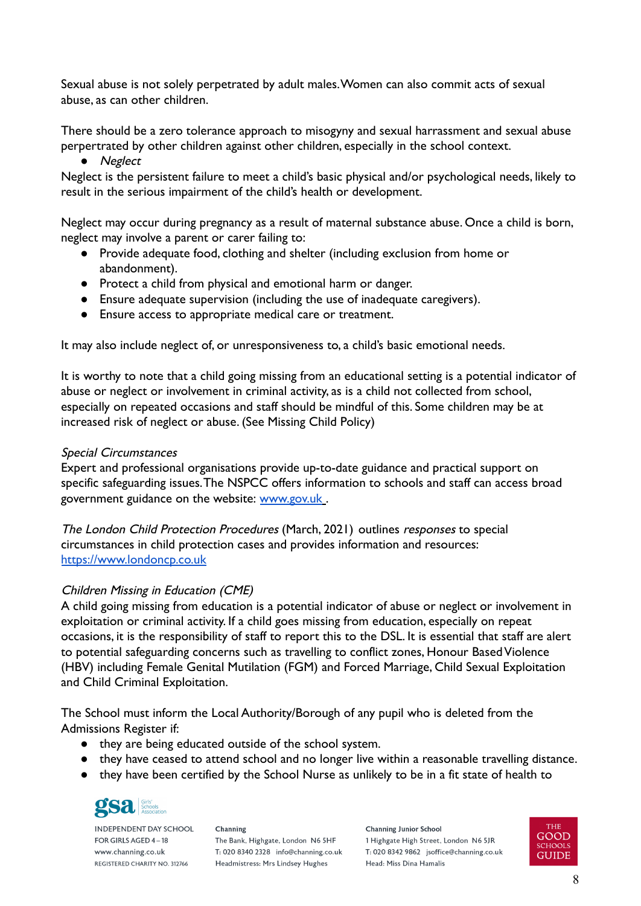Sexual abuse is not solely perpetrated by adult males. Women can also commit acts of sexual abuse, as can other children.

There should be a zero tolerance approach to misogyny and sexual harrassment and sexual abuse perpertrated by other children against other children, especially in the school context.

- *Neglect*

Neglect is the persistent failure to meet a child's basic physical and/or psychological needs, likely to result in the serious impairment of the child's health or development.

Neglect may occur during pregnancy as a result of maternal substance abuse. Once a child is born, neglect may involve a parent or carer failing to:

- Provide adequate food, clothing and shelter (including exclusion from home or abandonment).
- Protect a child from physical and emotional harm or danger.
- Ensure adequate supervision (including the use of inadequate caregivers).
- Ensure access to appropriate medical care or treatment.

It may also include neglect of, or unresponsiveness to, a child's basic emotional needs.

It is worthy to note that a child going missing from an educational setting is a potential indicator of abuse or neglect or involvement in criminal activity, as is a child not collected from school, especially on repeated occasions and staff should be mindful of this. Some children may be at increased risk of neglect or abuse. (See Missing Child Policy)

*Special Circumstances*

Expert and professional organisations provide up-to-date guidance and practical support on specific safeguarding issues. The NSPCC offers information to schools and staff can access broad government guidance on the website: [www.gov.uk](www.gov.uk) .

*The London Child Protection Procedures* (March, 2021) outlines *responses* to special circumstances in child protection cases and provides information and resources: [https://www.londoncp.co.uk](https://www.londoncp.co.uk)

*Children Missing in Education (CME)*

A child going missing from education is a potential indicator of abuse or neglect or involvement in exploitation or criminal activity. If a child goes missing from education, especially on repeat occasions, it is the responsibility of staff to report this to the DSL. It is essential that staff are alert to potential safeguarding concerns such as travelling to conflict zones, Honour Based Violence (HBV) including Female Genital Mutilation (FGM) and Forced Marriage, Child Sexual Exploitation and Child Criminal Exploitation.

The School must inform the Local Authority/Borough of any pupil who is deleted from the Admissions Register if:

- they are being educated outside of the school system.
- they have ceased to attend school and no longer live within a reasonable travelling distance.
- they have been certified by the School Nurse as unlikely to be in a fit state of health to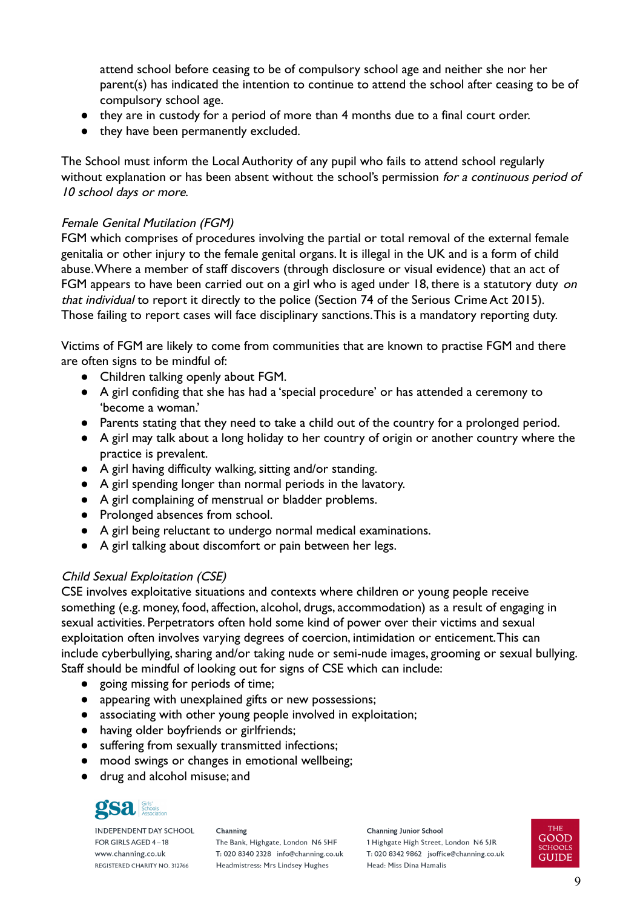attend school before ceasing to be of compulsory school age and neither she nor her parent(s) has indicated the intention to continue to attend the school after ceasing to be of compulsory school age.

- they are in custody for a period of more than 4 months due to a final court order.
- they have been permanently excluded.

The School must inform the Local Authority of any pupil who fails to attend school regularly without explanation or has been absent without the school's permission *for a continuous period of 10 school days or more*.

*Female Genital Mutilation (FGM)*

FGM which comprises of procedures involving the partial or total removal of the external female genitalia or other injury to the female genital organs. It is illegal in the UK and is a form of child abuse. Where a member of staff discovers (through disclosure or visual evidence) that an act of FGM appears to have been carried out on a girl who is aged under 18, there is a statutory duty *on that individual* to report it directly to the police (Section 74 of the Serious Crime Act 2015). Those failing to report cases will face disciplinary sanctions. This is a mandatory reporting duty.

Victims of FGM are likely to come from communities that are known to practise FGM and there are often signs to be mindful of:

- Children talking openly about FGM.
- A girl confiding that she has had a 'special procedure' or has attended a ceremony to 'become a woman.'
- Parents stating that they need to take a child out of the country for a prolonged period.
- A girl may talk about a long holiday to her country of origin or another country where the practice is prevalent.
- A girl having difficulty walking, sitting and/or standing.
- A girl spending longer than normal periods in the lavatory.
- A girl complaining of menstrual or bladder problems.
- Prolonged absences from school.
- A girl being reluctant to undergo normal medical examinations.
- A girl talking about discomfort or pain between her legs.

*Child Sexual Exploitation (CSE)*

CSE involves exploitative situations and contexts where children or young people receive something (e.g. money, food, affection, alcohol, drugs, accommodation) as a result of engaging in sexual activities. Perpetrators often hold some kind of power over their victims and sexual exploitation often involves varying degrees of coercion, intimidation or enticement. This can include cyberbullying, sharing and/or taking nude or semi-nude images, grooming or sexual bullying. Staff should be mindful of looking out for signs of CSE which can include:

- going missing for periods of time;
- appearing with unexplained gifts or new possessions;
- associating with other young people involved in exploitation;
- having older boyfriends or girlfriends;
- suffering from sexually transmitted infections;
- mood swings or changes in emotional wellbeing;
- drug and alcohol misuse; and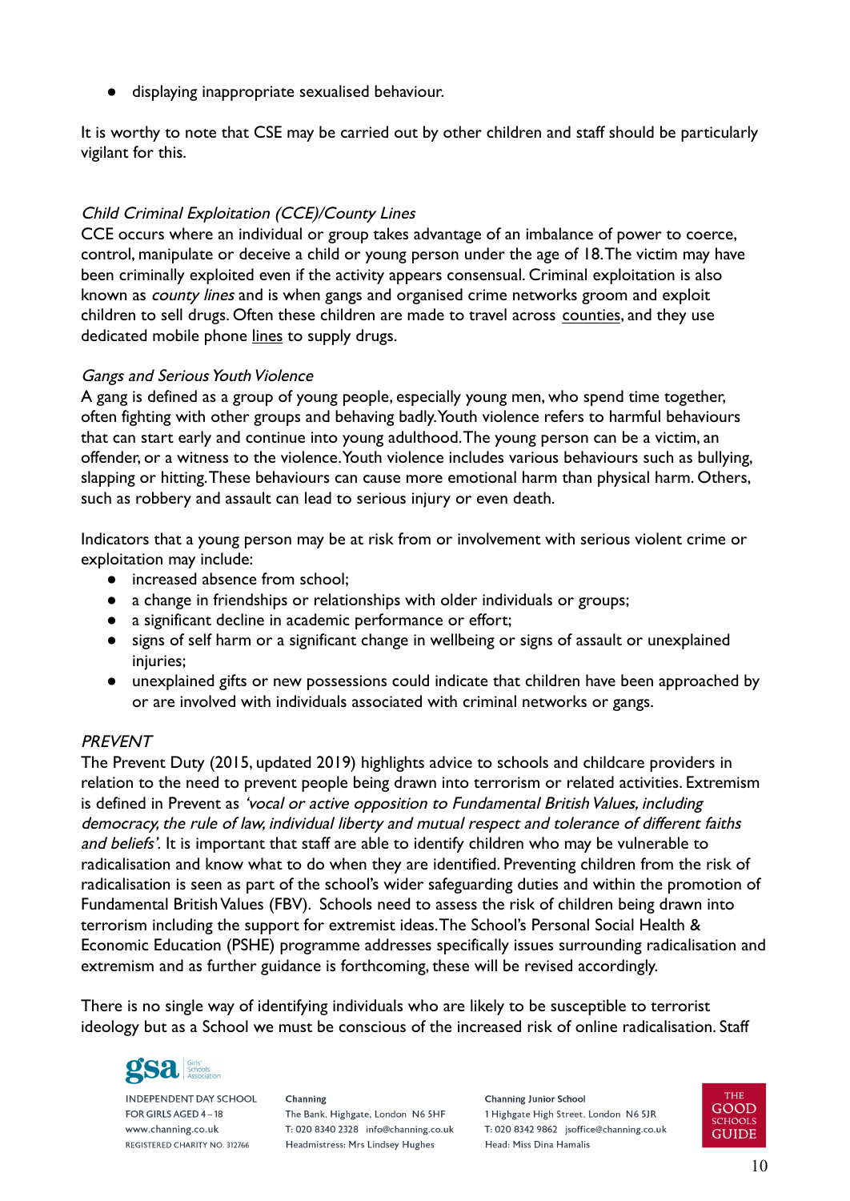- displaying inappropriate sexualised behaviour.

It is worthy to note that CSE may be carried out by other children and staff should be particularly vigilant for this.

*Child Criminal Exploitation (CCE)/County Lines*

CCE occurs where an individual or group takes advantage of an imbalance of power to coerce, control, manipulate or deceive a child or young person under the age of 18. The victim may have been criminally exploited even if the activity appears consensual. Criminal exploitation is also known as *county lines* and is when gangs and organised crime networks groom and exploit children to sell drugs. Often these children are made to travel across counties, and they use dedicated mobile phone lines to supply drugs.

*Gangs and Serious Youth Violence*

A gang is defined as a group of young people, especially young men, who spend time together, often fighting with other groups and behaving badly. Youth violence refers to harmful behaviours that can start early and continue into young adulthood. The young person can be a victim, an offender, or a witness to the violence. Youth violence includes various behaviours such as bullying, slapping or hitting. These behaviours can cause more emotional harm than physical harm. Others, such as robbery and assault can lead to serious injury or even death.

Indicators that a young person may be at risk from or involvement with serious violent crime or exploitation may include:

- increased absence from school;
- a change in friendships or relationships with older individuals or groups;
- a significant decline in academic performance or effort;
- signs of self harm or a significant change in wellbeing or signs of assault or unexplained injuries;
- unexplained gifts or new possessions could indicate that children have been approached by or are involved with individuals associated with criminal networks or gangs.

*PREVENT*

The Prevent Duty (2015, updated 2019) highlights advice to schools and childcare providers in relation to the need to prevent people being drawn into terrorism or related activities. Extremism is defined in Prevent as *'vocal or active opposition to Fundamental British Values, including democracy, the rule of law, individual liberty and mutual respect and tolerance of different faiths and beliefs'*. It is important that staff are able to identify children who may be vulnerable to radicalisation and know what to do when they are identified. Preventing children from the risk of radicalisation is seen as part of the school's wider safeguarding duties and within the promotion of Fundamental British Values (FBV). Schools need to assess the risk of children being drawn into terrorism including the support for extremist ideas. The School's Personal Social Health & Economic Education (PSHE) programme addresses specifically issues surrounding radicalisation and extremism and as further guidance is forthcoming, these will be revised accordingly.

There is no single way of identifying individuals who are likely to be susceptible to terrorist ideology but as a School we must be conscious of the increased risk of online radicalisation. Staff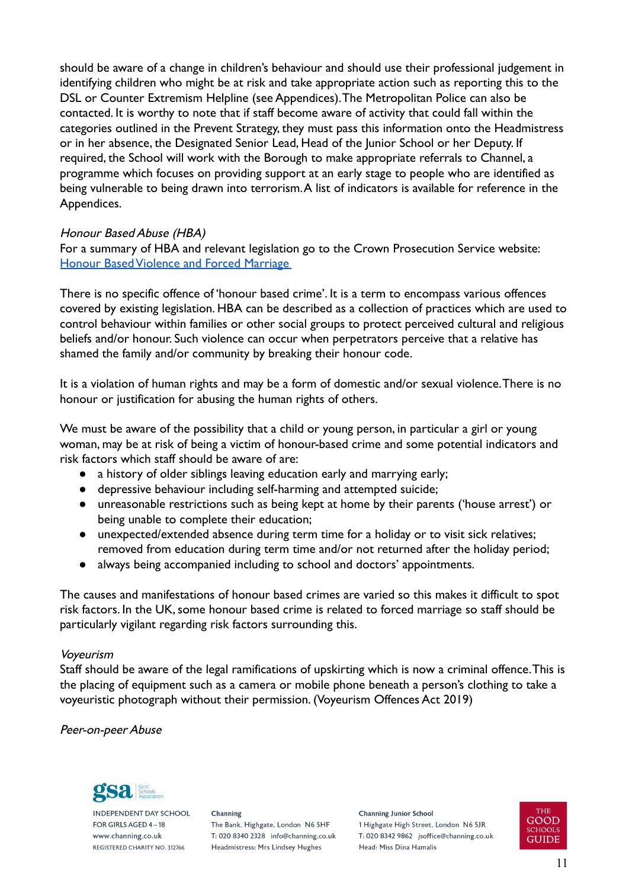should be aware of a change in children's behaviour and should use their professional judgement in identifying children who might be at risk and take appropriate action such as reporting this to the DSL or Counter Extremism Helpline (see Appendices). The Metropolitan Police can also be contacted. It is worthy to note that if staff become aware of activity that could fall within the categories outlined in the Prevent Strategy, they must pass this information onto the Headmistress or in her absence, the Designated Senior Lead, Head of the Junior School or her Deputy. If required, the School will work with the Borough to make appropriate referrals to Channel, a programme which focuses on providing support at an early stage to people who are identified as being vulnerable to being drawn into terrorism. A list of indicators is available for reference in the Appendices.

*Honour Based Abuse (HBA)*

For a summary of HBA and relevant legislation go to the Crown Prosecution Service website: Honour Based Violence and Forced Marriage

There is no specific offence of 'honour based crime'. It is a term to encompass various offences covered by existing legislation. HBA can be described as a collection of practices which are used to control behaviour within families or other social groups to protect perceived cultural and religious beliefs and/or honour. Such violence can occur when perpetrators perceive that a relative has shamed the family and/or community by breaking their honour code.

It is a violation of human rights and may be a form of domestic and/or sexual violence. There is no honour or justification for abusing the human rights of others.

We must be aware of the possibility that a child or young person, in particular a girl or young woman, may be at risk of being a victim of honour-based crime and some potential indicators and risk factors which staff should be aware of are:

- a history of older siblings leaving education early and marrying early;
- depressive behaviour including self-harming and attempted suicide;
- unreasonable restrictions such as being kept at home by their parents ('house arrest') or being unable to complete their education;
- unexpected/extended absence during term time for a holiday or to visit sick relatives; removed from education during term time and/or not returned after the holiday period;
- always being accompanied including to school and doctors' appointments.

The causes and manifestations of honour based crimes are varied so this makes it difficult to spot risk factors. In the UK, some honour based crime is related to forced marriage so staff should be particularly vigilant regarding risk factors surrounding this.

*Voyeurism*

Staff should be aware of the legal ramifications of upskirting which is now a criminal offence. This is the placing of equipment such as a camera or mobile phone beneath a person's clothing to take a voyeuristic photograph without their permission. (Voyeurism Offences Act 2019)

*Peer-on-peer Abuse*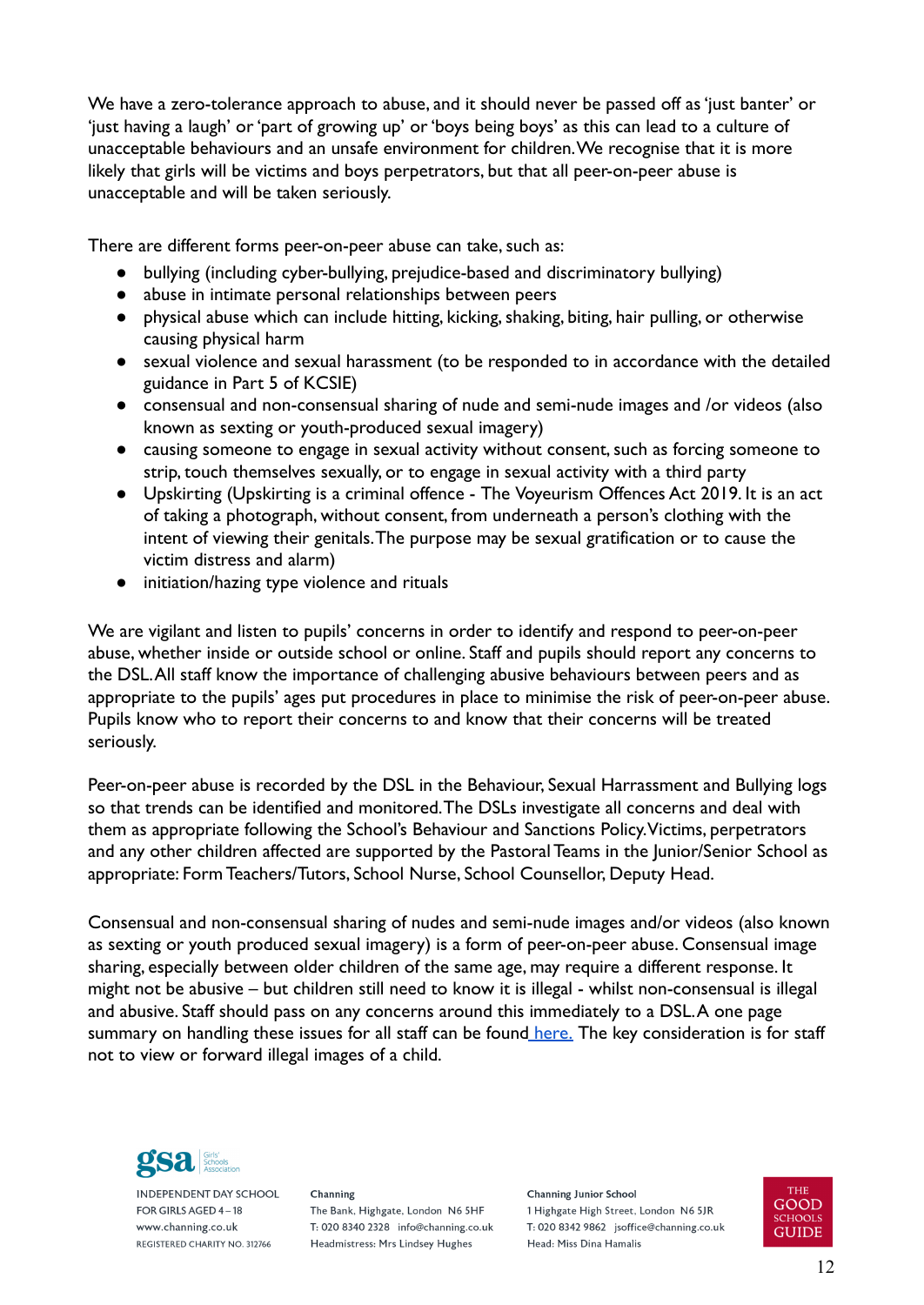We have a zero-tolerance approach to abuse, and it should never be passed off as 'just banter' or 'just having a laugh' or 'part of growing up' or 'boys being boys' as this can lead to a culture of unacceptable behaviours and an unsafe environment for children. We recognise that it is more likely that girls will be victims and boys perpetrators, but that all peer-on-peer abuse is unacceptable and will be taken seriously.

There are different forms peer-on-peer abuse can take, such as:

- bullying (including cyber-bullying, prejudice-based and discriminatory bullying)
- abuse in intimate personal relationships between peers
- physical abuse which can include hitting, kicking, shaking, biting, hair pulling, or otherwise causing physical harm
- sexual violence and sexual harassment (to be responded to in accordance with the detailed guidance in Part 5 of KCSIE)
- consensual and non-consensual sharing of nude and semi-nude images and /or videos (also known as sexting or youth-produced sexual imagery)
- causing someone to engage in sexual activity without consent, such as forcing someone to strip, touch themselves sexually, or to engage in sexual activity with a third party
- Upskirting (Upskirting is a criminal offence - The Voyeurism Offences Act 2019. It is an act of taking a photograph, without consent, from underneath a person's clothing with the intent of viewing their genitals. The purpose may be sexual gratification or to cause the victim distress and alarm)
- initiation/hazing type violence and rituals

We are vigilant and listen to pupils' concerns in order to identify and respond to peer-on-peer abuse, whether inside or outside school or online. Staff and pupils should report any concerns to the DSL. All staff know the importance of challenging abusive behaviours between peers and as appropriate to the pupils' ages put procedures in place to minimise the risk of peer-on-peer abuse. Pupils know who to report their concerns to and know that their concerns will be treated seriously.

Peer-on-peer abuse is recorded by the DSL in the Behaviour, Sexual Harrassment and Bullying logs so that trends can be identified and monitored. The DSLs investigate all concerns and deal with them as appropriate following the School's Behaviour and Sanctions Policy. Victims, perpetrators and any other children affected are supported by the Pastoral Teams in the Junior/Senior School as appropriate: Form Teachers/Tutors, School Nurse, School Counsellor, Deputy Head.

Consensual and non-consensual sharing of nudes and semi-nude images and/or videos (also known as sexting or youth produced sexual imagery) is a form of peer-on-peer abuse. Consensual image sharing, especially between older children of the same age, may require a different response. It might not be abusive – but children still need to know it is illegal - whilst non-consensual is illegal and abusive. Staff should pass on any concerns around this immediately to a DSL. A one page summary on handling these issues for all staff can be found here. The key consideration is for staff not to view or forward illegal images of a child.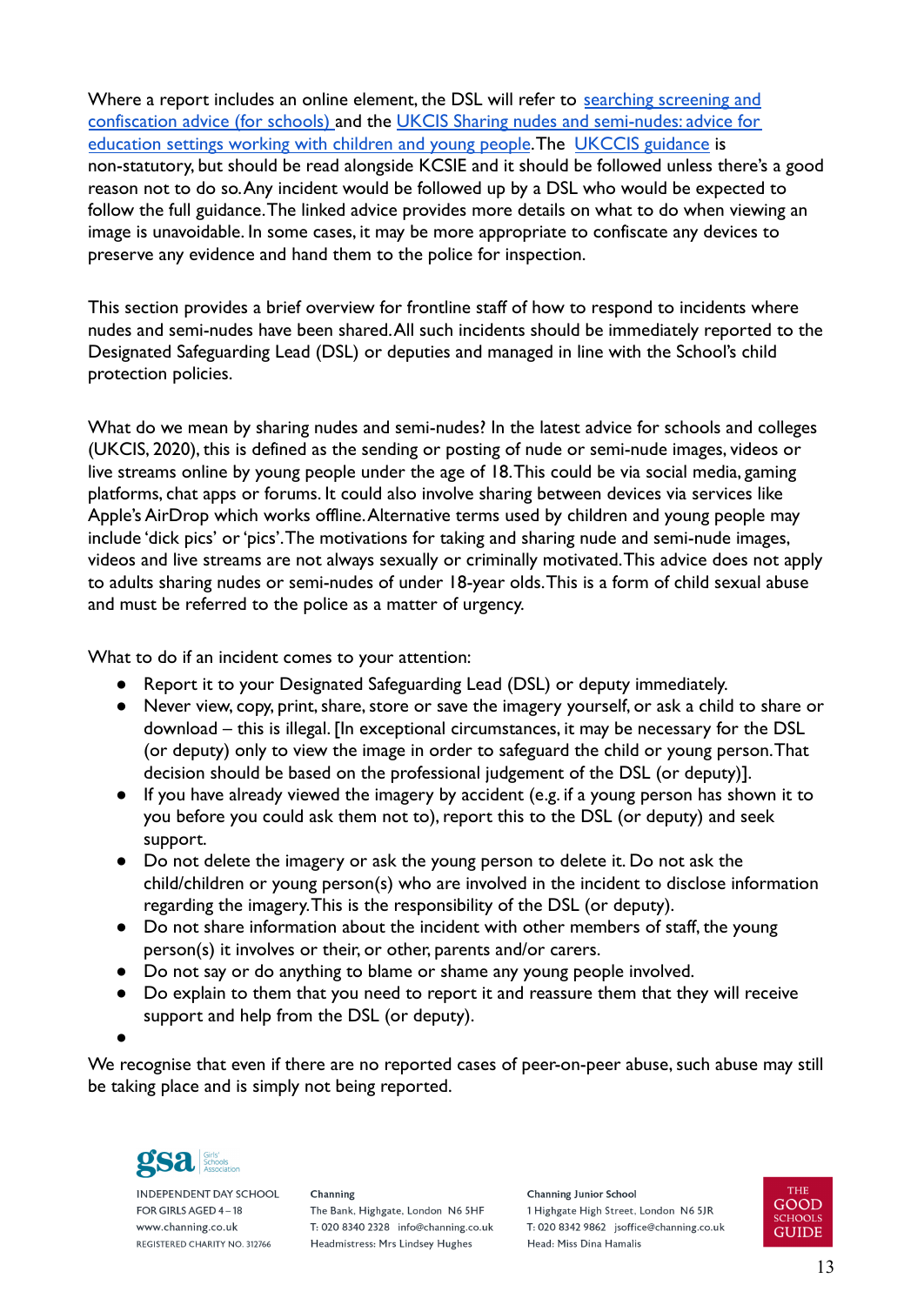Where a report includes an online element, the DSL will refer to searching screening and confiscation advice (for schools) and the UKCIS Sharing nudes and semi-nudes: advice for education settings working with children and young people. The UKCCIS guidance is non-statutory, but should be read alongside KCSIE and it should be followed unless there's a good reason not to do so. Any incident would be followed up by a DSL who would be expected to follow the full guidance. The linked advice provides more details on what to do when viewing an image is unavoidable. In some cases, it may be more appropriate to confiscate any devices to preserve any evidence and hand them to the police for inspection.

This section provides a brief overview for frontline staff of how to respond to incidents where nudes and semi-nudes have been shared. All such incidents should be immediately reported to the Designated Safeguarding Lead (DSL) or deputies and managed in line with the School's child protection policies.

What do we mean by sharing nudes and semi-nudes? In the latest advice for schools and colleges (UKCIS, 2020), this is defined as the sending or posting of nude or semi-nude images, videos or live streams online by young people under the age of 18. This could be via social media, gaming platforms, chat apps or forums. It could also involve sharing between devices via services like Apple's AirDrop which works offline. Alternative terms used by children and young people may include 'dick pics' or 'pics'. The motivations for taking and sharing nude and semi-nude images, videos and live streams are not always sexually or criminally motivated. This advice does not apply to adults sharing nudes or semi-nudes of under 18-year olds. This is a form of child sexual abuse and must be referred to the police as a matter of urgency.

What to do if an incident comes to your attention:

- Report it to your Designated Safeguarding Lead (DSL) or deputy immediately.
- Never view, copy, print, share, store or save the imagery yourself, or ask a child to share or download – this is illegal. [In exceptional circumstances, it may be necessary for the DSL (or deputy) only to view the image in order to safeguard the child or young person. That decision should be based on the professional judgement of the DSL (or deputy)].
- If you have already viewed the imagery by accident (e.g. if a young person has shown it to you before you could ask them not to), report this to the DSL (or deputy) and seek support.
- Do not delete the imagery or ask the young person to delete it. Do not ask the child/children or young person(s) who are involved in the incident to disclose information regarding the imagery. This is the responsibility of the DSL (or deputy).
- Do not share information about the incident with other members of staff, the young person(s) it involves or their, or other, parents and/or carers.
- Do not say or do anything to blame or shame any young people involved.
- Do explain to them that you need to report it and reassure them that they will receive support and help from the DSL (or deputy).

We recognise that even if there are no reported cases of peer-on-peer abuse, such abuse may still be taking place and is simply not being reported.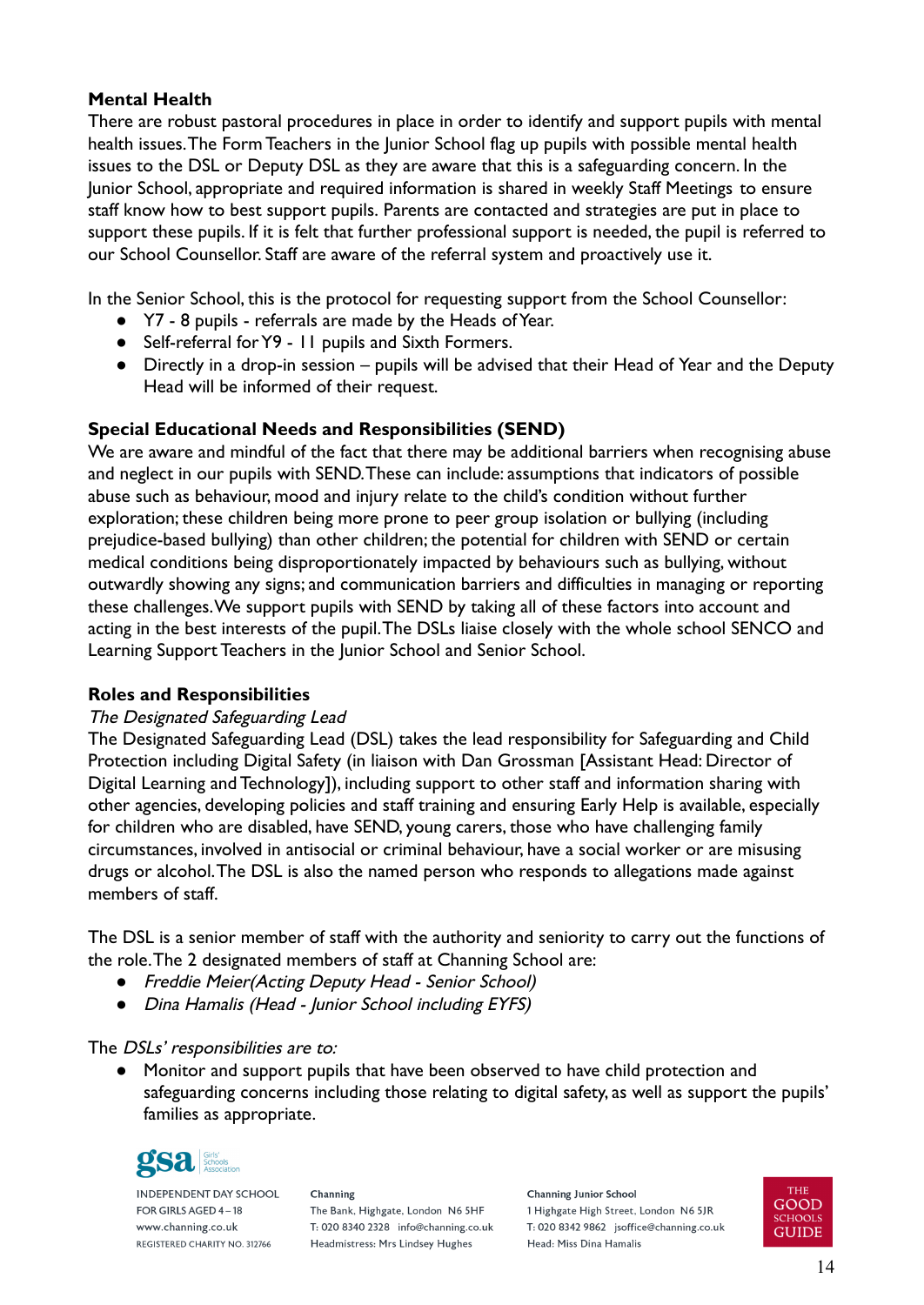**Mental Health**

There are robust pastoral procedures in place in order to identify and support pupils with mental health issues. The Form Teachers in the Junior School flag up pupils with possible mental health issues to the DSL or Deputy DSL as they are aware that this is a safeguarding concern. In the Junior School, appropriate and required information is shared in weekly Staff Meetings to ensure staff know how to best support pupils. Parents are contacted and strategies are put in place to support these pupils. If it is felt that further professional support is needed, the pupil is referred to our School Counsellor. Staff are aware of the referral system and proactively use it.

In the Senior School, this is the protocol for requesting support from the School Counsellor:

- Y7 - 8 pupils - referrals are made by the Heads of Year.
- Self-referral for Y9 - 11 pupils and Sixth Formers.
- Directly in a drop-in session – pupils will be advised that their Head of Year and the Deputy Head will be informed of their request.

**Special Educational Needs and Responsibilities (SEND)**

We are aware and mindful of the fact that there may be additional barriers when recognising abuse and neglect in our pupils with SEND. These can include: assumptions that indicators of possible abuse such as behaviour, mood and injury relate to the child's condition without further exploration; these children being more prone to peer group isolation or bullying (including prejudice-based bullying) than other children; the potential for children with SEND or certain medical conditions being disproportionately impacted by behaviours such as bullying, without outwardly showing any signs; and communication barriers and difficulties in managing or reporting these challenges. We support pupils with SEND by taking all of these factors into account and acting in the best interests of the pupil. The DSLs liaise closely with the whole school SENCO and Learning Support Teachers in the Junior School and Senior School.

**Roles and Responsibilities**

*The Designated Safeguarding Lead*

The Designated Safeguarding Lead (DSL) takes the lead responsibility for Safeguarding and Child Protection including Digital Safety (in liaison with Dan Grossman [Assistant Head: Director of Digital Learning and Technology]), including support to other staff and information sharing with other agencies, developing policies and staff training and ensuring Early Help is available, especially for children who are disabled, have SEND, young carers, those who have challenging family circumstances, involved in antisocial or criminal behaviour, have a social worker or are misusing drugs or alcohol. The DSL is also the named person who responds to allegations made against members of staff.

The DSL is a senior member of staff with the authority and seniority to carry out the functions of the role. The 2 designated members of staff at Channing School are:

- *Freddie Meier(Acting Deputy Head - Senior School)*
- *Dina Hamalis (Head - Junior School including EYFS)*

The *DSLs' responsibilities are to:*

- Monitor and support pupils that have been observed to have child protection and safeguarding concerns including those relating to digital safety, as well as support the pupils' families as appropriate.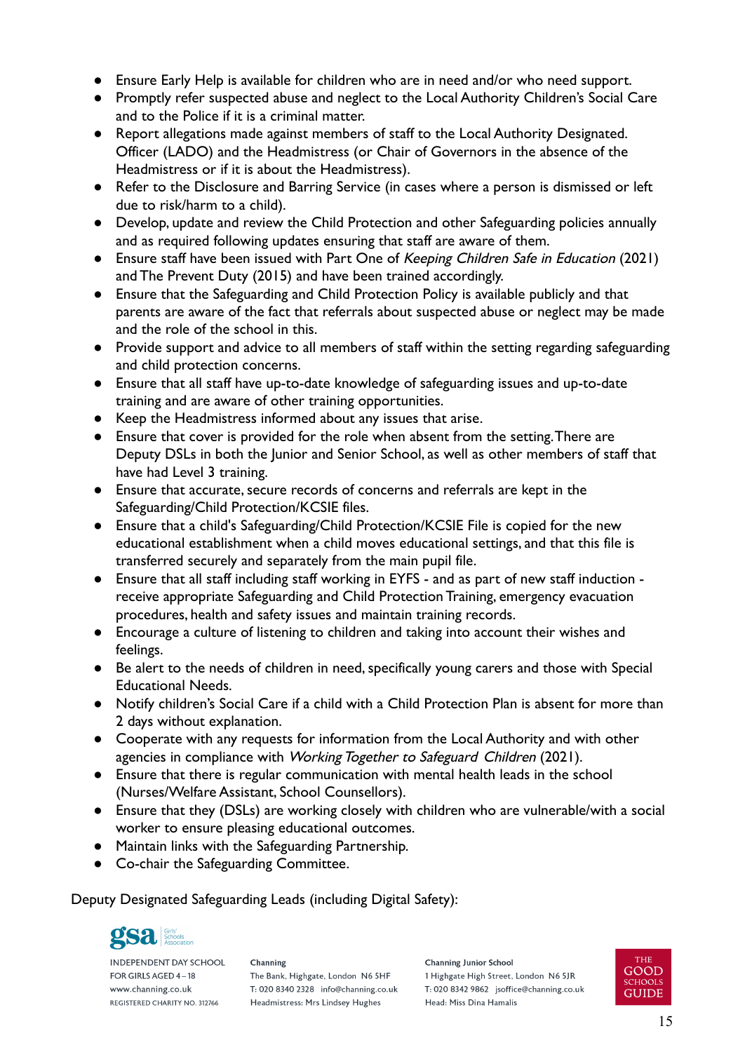- Ensure Early Help is available for children who are in need and/or who need support.
- Promptly refer suspected abuse and neglect to the Local Authority Children's Social Care and to the Police if it is a criminal matter.
- Report allegations made against members of staff to the Local Authority Designated. Officer (LADO) and the Headmistress (or Chair of Governors in the absence of the Headmistress or if it is about the Headmistress).
- Refer to the Disclosure and Barring Service (in cases where a person is dismissed or left due to risk/harm to a child).
- Develop, update and review the Child Protection and other Safeguarding policies annually and as required following updates ensuring that staff are aware of them.
- Ensure staff have been issued with Part One of *Keeping Children Safe in Education* (2021) and The Prevent Duty (2015) and have been trained accordingly.
- Ensure that the Safeguarding and Child Protection Policy is available publicly and that parents are aware of the fact that referrals about suspected abuse or neglect may be made and the role of the school in this.
- Provide support and advice to all members of staff within the setting regarding safeguarding and child protection concerns.
- Ensure that all staff have up-to-date knowledge of safeguarding issues and up-to-date training and are aware of other training opportunities.
- Keep the Headmistress informed about any issues that arise.
- Ensure that cover is provided for the role when absent from the setting. There are Deputy DSLs in both the Junior and Senior School, as well as other members of staff that have had Level 3 training.
- Ensure that accurate, secure records of concerns and referrals are kept in the Safeguarding/Child Protection/KCSIE files.
- Ensure that a child's Safeguarding/Child Protection/KCSIE File is copied for the new educational establishment when a child moves educational settings, and that this file is transferred securely and separately from the main pupil file.
- Ensure that all staff including staff working in EYFS - and as part of new staff induction - receive appropriate Safeguarding and Child Protection Training, emergency evacuation procedures, health and safety issues and maintain training records.
- Encourage a culture of listening to children and taking into account their wishes and feelings.
- Be alert to the needs of children in need, specifically young carers and those with Special Educational Needs.
- Notify children's Social Care if a child with a Child Protection Plan is absent for more than 2 days without explanation.
- Cooperate with any requests for information from the Local Authority and with other agencies in compliance with *Working Together to Safeguard Children* (2021).
- Ensure that there is regular communication with mental health leads in the school (Nurses/Welfare Assistant, School Counsellors).
- Ensure that they (DSLs) are working closely with children who are vulnerable/with a social worker to ensure pleasing educational outcomes.
- Maintain links with the Safeguarding Partnership.
- Co-chair the Safeguarding Committee.

Deputy Designated Safeguarding Leads (including Digital Safety):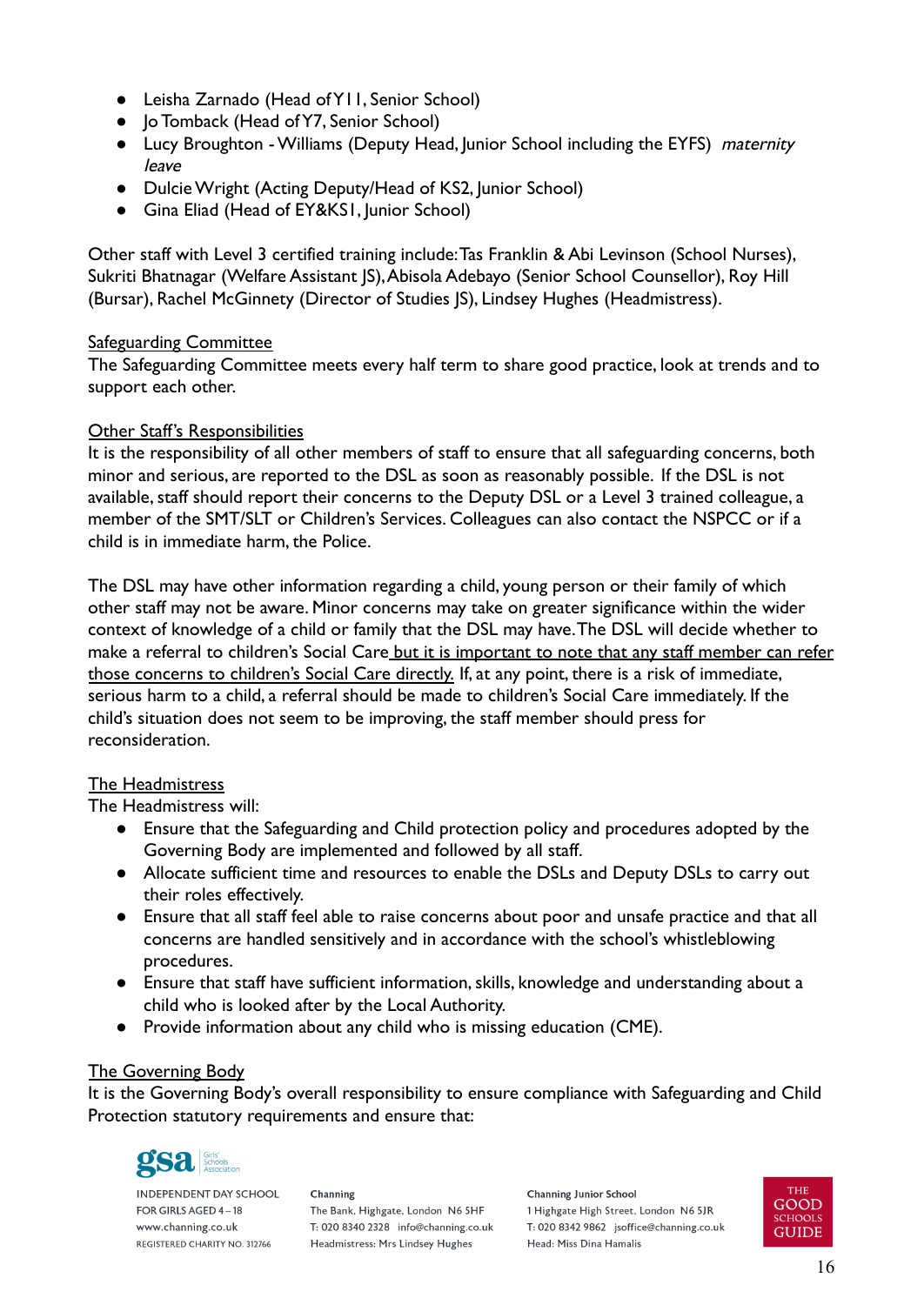- Leisha Zarnado (Head of Y11, Senior School)
- Jo Tomback (Head of Y7, Senior School)
- Lucy Broughton - Williams (Deputy Head, Junior School including the EYFS) *maternity leave*
- Dulcie Wright (Acting Deputy/Head of KS2, Junior School)
- Gina Eliad (Head of EY&KS1, Junior School)

Other staff with Level 3 certified training include: Tas Franklin & Abi Levinson (School Nurses), Sukriti Bhatnagar (Welfare Assistant JS), Abisola Adebayo (Senior School Counsellor), Roy Hill (Bursar), Rachel McGinnety (Director of Studies JS), Lindsey Hughes (Headmistress).

<u>Safeguarding Committee</u>

The Safeguarding Committee meets every half term to share good practice, look at trends and to support each other.

<u>Other Staff's Responsibilities</u>

It is the responsibility of all other members of staff to ensure that all safeguarding concerns, both minor and serious, are reported to the DSL as soon as reasonably possible. If the DSL is not available, staff should report their concerns to the Deputy DSL or a Level 3 trained colleague, a member of the SMT/SLT or Children's Services. Colleagues can also contact the NSPCC or if a child is in immediate harm, the Police.

The DSL may have other information regarding a child, young person or their family of which other staff may not be aware. Minor concerns may take on greater significance within the wider context of knowledge of a child or family that the DSL may have. The DSL will decide whether to make a referral to children's Social Care <u>but it is important to note that any staff member can refer those concerns to children's Social Care directly.</u> If, at any point, there is a risk of immediate, serious harm to a child, a referral should be made to children's Social Care immediately. If the child's situation does not seem to be improving, the staff member should press for reconsideration.

<u>The Headmistress</u>

The Headmistress will:

- Ensure that the Safeguarding and Child protection policy and procedures adopted by the Governing Body are implemented and followed by all staff.
- Allocate sufficient time and resources to enable the DSLs and Deputy DSLs to carry out their roles effectively.
- Ensure that all staff feel able to raise concerns about poor and unsafe practice and that all concerns are handled sensitively and in accordance with the school's whistleblowing procedures.
- Ensure that staff have sufficient information, skills, knowledge and understanding about a child who is looked after by the Local Authority.
- Provide information about any child who is missing education (CME).

<u>The Governing Body</u>

It is the Governing Body's overall responsibility to ensure compliance with Safeguarding and Child Protection statutory requirements and ensure that: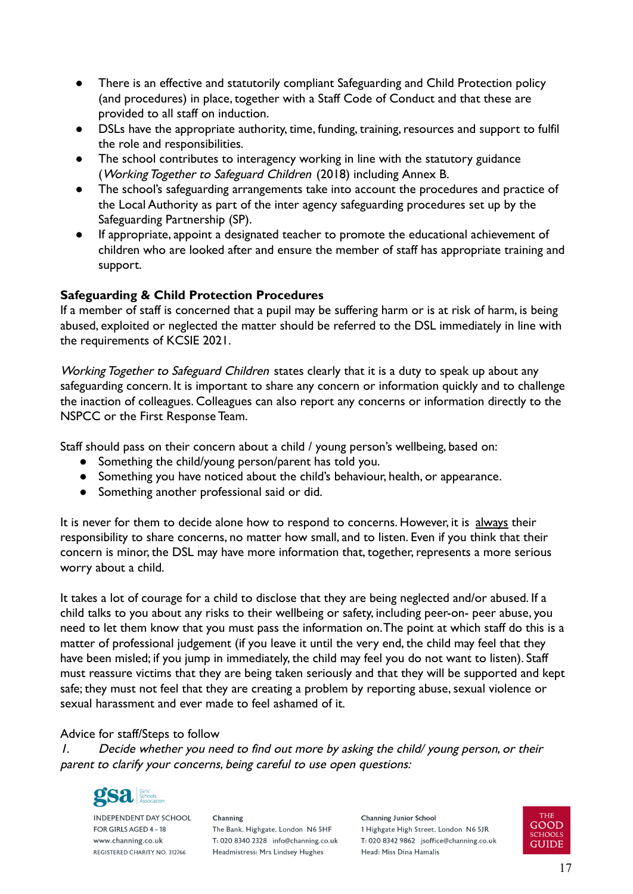- There is an effective and statutorily compliant Safeguarding and Child Protection policy (and procedures) in place, together with a Staff Code of Conduct and that these are provided to all staff on induction.
- DSLs have the appropriate authority, time, funding, training, resources and support to fulfil the role and responsibilities.
- The school contributes to interagency working in line with the statutory guidance (*Working Together to Safeguard Children* (2018) including Annex B.
- The school's safeguarding arrangements take into account the procedures and practice of the Local Authority as part of the inter agency safeguarding procedures set up by the Safeguarding Partnership (SP).
- If appropriate, appoint a designated teacher to promote the educational achievement of children who are looked after and ensure the member of staff has appropriate training and support.

**Safeguarding & Child Protection Procedures**

If a member of staff is concerned that a pupil may be suffering harm or is at risk of harm, is being abused, exploited or neglected the matter should be referred to the DSL immediately in line with the requirements of KCSIE 2021.

*Working Together to Safeguard Children* states clearly that it is a duty to speak up about any safeguarding concern. It is important to share any concern or information quickly and to challenge the inaction of colleagues. Colleagues can also report any concerns or information directly to the NSPCC or the First Response Team.

Staff should pass on their concern about a child / young person's wellbeing, based on:

- Something the child/young person/parent has told you.
- Something you have noticed about the child's behaviour, health, or appearance.
- Something another professional said or did.

It is never for them to decide alone how to respond to concerns. However, it is <u>always</u> their responsibility to share concerns, no matter how small, and to listen. Even if you think that their concern is minor, the DSL may have more information that, together, represents a more serious worry about a child.

It takes a lot of courage for a child to disclose that they are being neglected and/or abused. If a child talks to you about any risks to their wellbeing or safety, including peer-on- peer abuse, you need to let them know that you must pass the information on. The point at which staff do this is a matter of professional judgement (if you leave it until the very end, the child may feel that they have been misled; if you jump in immediately, the child may feel you do not want to listen). Staff must reassure victims that they are being taken seriously and that they will be supported and kept safe; they must not feel that they are creating a problem by reporting abuse, sexual violence or sexual harassment and ever made to feel ashamed of it.

Advice for staff/Steps to follow

*1. Decide whether you need to find out more by asking the child/ young person, or their parent to clarify your concerns, being careful to use open questions:*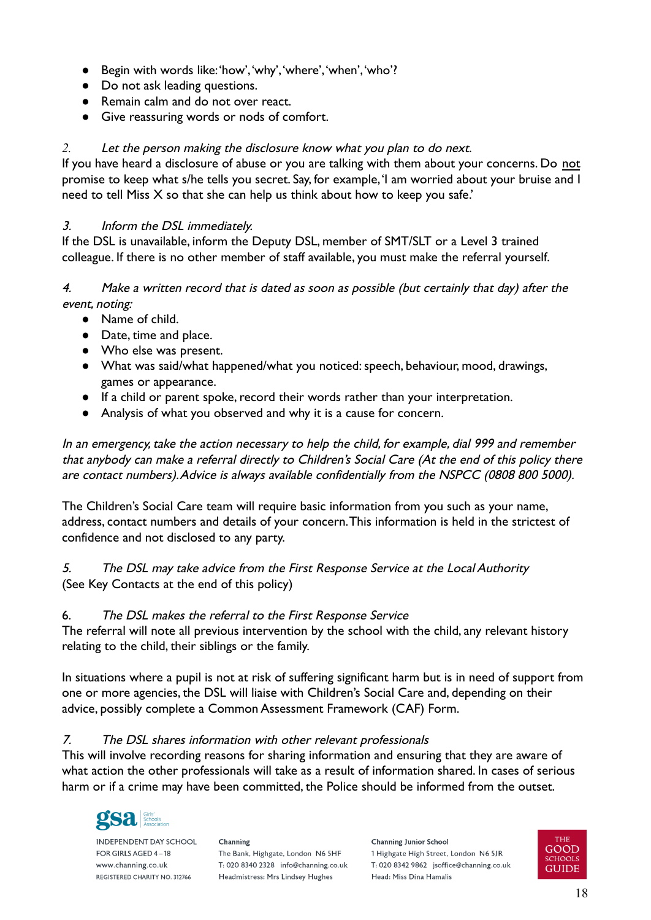- Begin with words like: 'how', 'why', 'where', 'when', 'who'?
- Do not ask leading questions.
- Remain calm and do not over react.
- Give reassuring words or nods of comfort.

*2. Let the person making the disclosure know what you plan to do next.*

If you have heard a disclosure of abuse or you are talking with them about your concerns. Do not promise to keep what s/he tells you secret. Say, for example, 'I am worried about your bruise and I need to tell Miss X so that she can help us think about how to keep you safe.'

*3. Inform the DSL immediately.*

If the DSL is unavailable, inform the Deputy DSL, member of SMT/SLT or a Level 3 trained colleague. If there is no other member of staff available, you must make the referral yourself.

*4. Make a written record that is dated as soon as possible (but certainly that day) after the event, noting:*

- Name of child.
- Date, time and place.
- Who else was present.
- What was said/what happened/what you noticed: speech, behaviour, mood, drawings, games or appearance.
- If a child or parent spoke, record their words rather than your interpretation.
- Analysis of what you observed and why it is a cause for concern.

*In an emergency, take the action necessary to help the child, for example, dial 999 and remember that anybody can make a referral directly to Children's Social Care (At the end of this policy there are contact numbers). Advice is always available confidentially from the NSPCC (0808 800 5000).*

The Children's Social Care team will require basic information from you such as your name, address, contact numbers and details of your concern. This information is held in the strictest of confidence and not disclosed to any party.

*5. The DSL may take advice from the First Response Service at the Local Authority*

(See Key Contacts at the end of this policy)

6. *The DSL makes the referral to the First Response Service*

The referral will note all previous intervention by the school with the child, any relevant history relating to the child, their siblings or the family.

In situations where a pupil is not at risk of suffering significant harm but is in need of support from one or more agencies, the DSL will liaise with Children's Social Care and, depending on their advice, possibly complete a Common Assessment Framework (CAF) Form.

*7. The DSL shares information with other relevant professionals*

This will involve recording reasons for sharing information and ensuring that they are aware of what action the other professionals will take as a result of information shared. In cases of serious harm or if a crime may have been committed, the Police should be informed from the outset.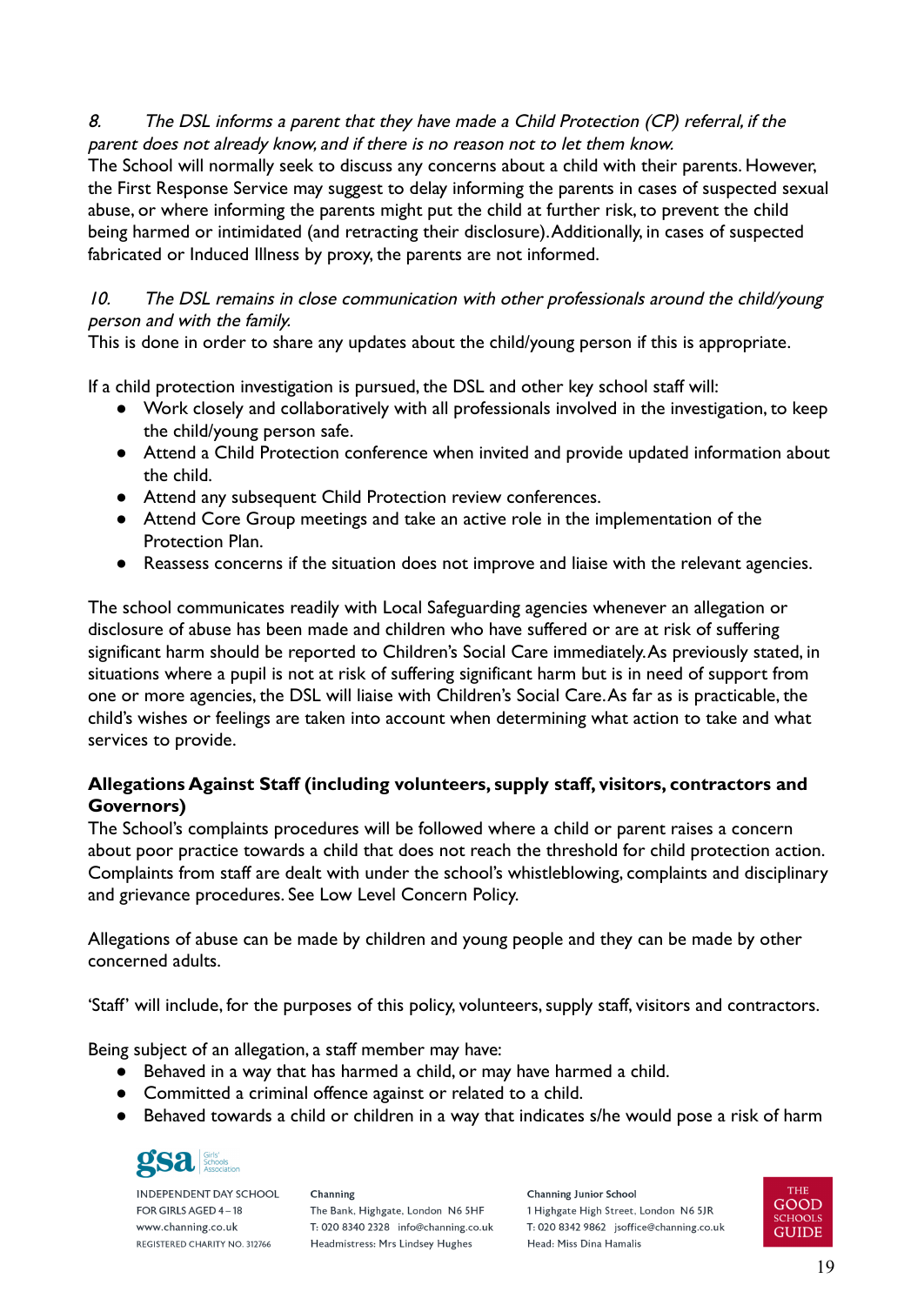*8. The DSL informs a parent that they have made a Child Protection (CP) referral, if the parent does not already know, and if there is no reason not to let them know.*

The School will normally seek to discuss any concerns about a child with their parents. However, the First Response Service may suggest to delay informing the parents in cases of suspected sexual abuse, or where informing the parents might put the child at further risk, to prevent the child being harmed or intimidated (and retracting their disclosure). Additionally, in cases of suspected fabricated or Induced Illness by proxy, the parents are not informed.

*10. The DSL remains in close communication with other professionals around the child/young person and with the family.*

This is done in order to share any updates about the child/young person if this is appropriate.

If a child protection investigation is pursued, the DSL and other key school staff will:

- Work closely and collaboratively with all professionals involved in the investigation, to keep the child/young person safe.
- Attend a Child Protection conference when invited and provide updated information about the child.
- Attend any subsequent Child Protection review conferences.
- Attend Core Group meetings and take an active role in the implementation of the Protection Plan.
- Reassess concerns if the situation does not improve and liaise with the relevant agencies.

The school communicates readily with Local Safeguarding agencies whenever an allegation or disclosure of abuse has been made and children who have suffered or are at risk of suffering significant harm should be reported to Children's Social Care immediately. As previously stated, in situations where a pupil is not at risk of suffering significant harm but is in need of support from one or more agencies, the DSL will liaise with Children's Social Care. As far as is practicable, the child's wishes or feelings are taken into account when determining what action to take and what services to provide.

**Allegations Against Staff (including volunteers, supply staff, visitors, contractors and Governors)**

The School's complaints procedures will be followed where a child or parent raises a concern about poor practice towards a child that does not reach the threshold for child protection action. Complaints from staff are dealt with under the school's whistleblowing, complaints and disciplinary and grievance procedures. See Low Level Concern Policy.

Allegations of abuse can be made by children and young people and they can be made by other concerned adults.

'Staff' will include, for the purposes of this policy, volunteers, supply staff, visitors and contractors.

Being subject of an allegation, a staff member may have:

- Behaved in a way that has harmed a child, or may have harmed a child.
- Committed a criminal offence against or related to a child.
- Behaved towards a child or children in a way that indicates s/he would pose a risk of harm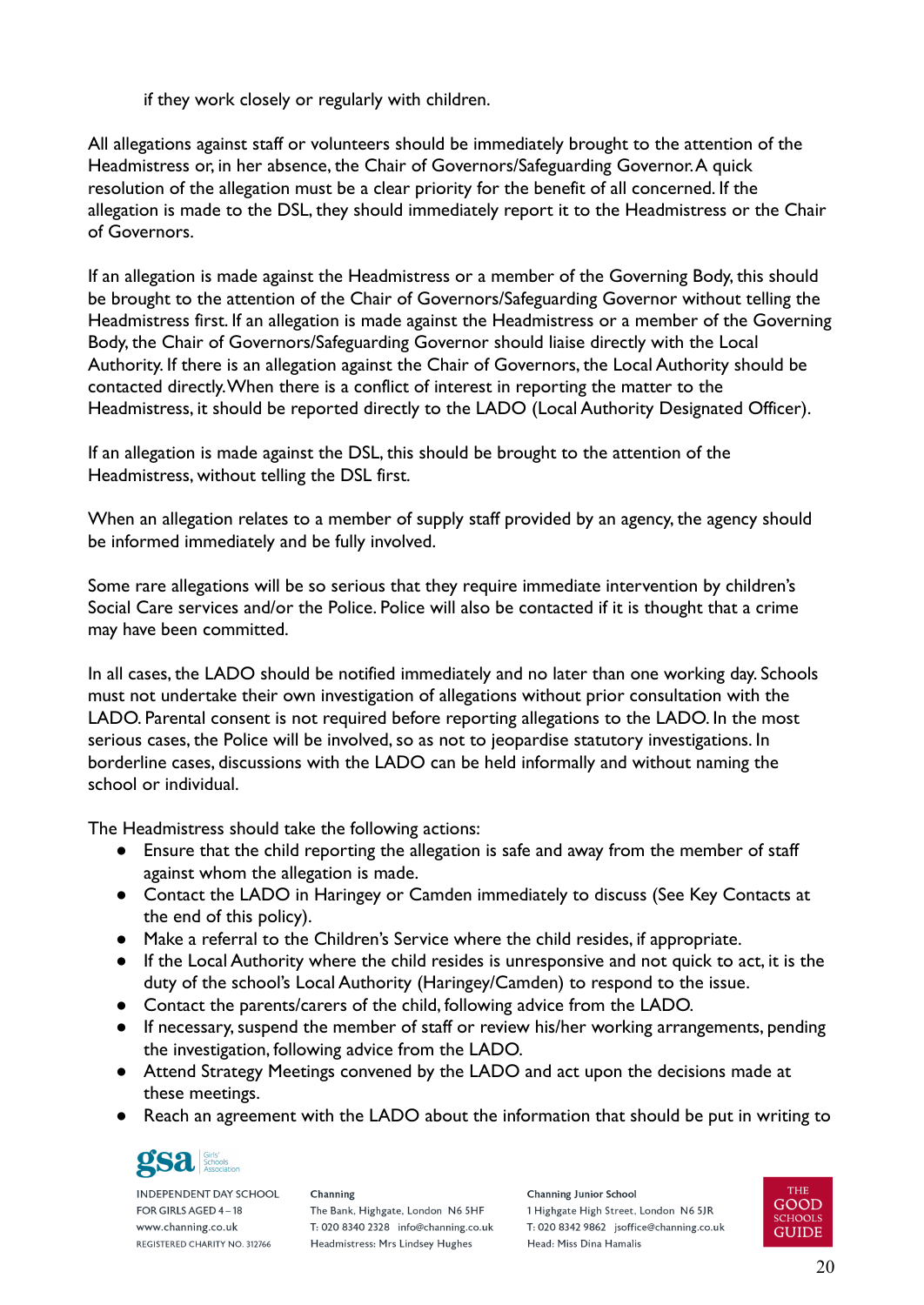if they work closely or regularly with children.

All allegations against staff or volunteers should be immediately brought to the attention of the Headmistress or, in her absence, the Chair of Governors/Safeguarding Governor. A quick resolution of the allegation must be a clear priority for the benefit of all concerned. If the allegation is made to the DSL, they should immediately report it to the Headmistress or the Chair of Governors.

If an allegation is made against the Headmistress or a member of the Governing Body, this should be brought to the attention of the Chair of Governors/Safeguarding Governor without telling the Headmistress first. If an allegation is made against the Headmistress or a member of the Governing Body, the Chair of Governors/Safeguarding Governor should liaise directly with the Local Authority. If there is an allegation against the Chair of Governors, the Local Authority should be contacted directly. When there is a conflict of interest in reporting the matter to the Headmistress, it should be reported directly to the LADO (Local Authority Designated Officer).

If an allegation is made against the DSL, this should be brought to the attention of the Headmistress, without telling the DSL first.

When an allegation relates to a member of supply staff provided by an agency, the agency should be informed immediately and be fully involved.

Some rare allegations will be so serious that they require immediate intervention by children's Social Care services and/or the Police. Police will also be contacted if it is thought that a crime may have been committed.

In all cases, the LADO should be notified immediately and no later than one working day. Schools must not undertake their own investigation of allegations without prior consultation with the LADO. Parental consent is not required before reporting allegations to the LADO. In the most serious cases, the Police will be involved, so as not to jeopardise statutory investigations. In borderline cases, discussions with the LADO can be held informally and without naming the school or individual.

The Headmistress should take the following actions:

- Ensure that the child reporting the allegation is safe and away from the member of staff against whom the allegation is made.
- Contact the LADO in Haringey or Camden immediately to discuss (See Key Contacts at the end of this policy).
- Make a referral to the Children's Service where the child resides, if appropriate.
- If the Local Authority where the child resides is unresponsive and not quick to act, it is the duty of the school's Local Authority (Haringey/Camden) to respond to the issue.
- Contact the parents/carers of the child, following advice from the LADO.
- If necessary, suspend the member of staff or review his/her working arrangements, pending the investigation, following advice from the LADO.
- Attend Strategy Meetings convened by the LADO and act upon the decisions made at these meetings.
- Reach an agreement with the LADO about the information that should be put in writing to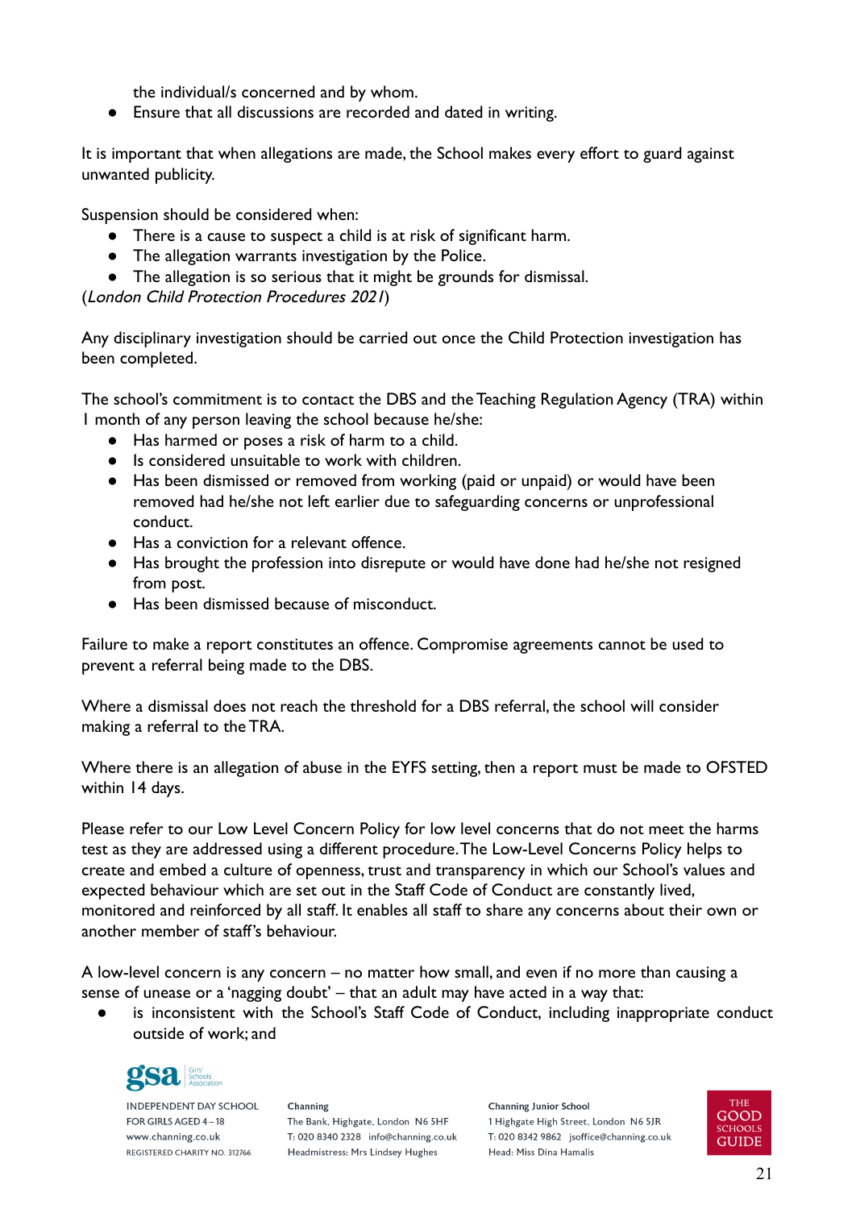the individual/s concerned and by whom.
- Ensure that all discussions are recorded and dated in writing.

It is important that when allegations are made, the School makes every effort to guard against unwanted publicity.

Suspension should be considered when:
- There is a cause to suspect a child is at risk of significant harm.
- The allegation warrants investigation by the Police.
- The allegation is so serious that it might be grounds for dismissal.

(*London Child Protection Procedures 2021*)

Any disciplinary investigation should be carried out once the Child Protection investigation has been completed.

The school's commitment is to contact the DBS and the Teaching Regulation Agency (TRA) within 1 month of any person leaving the school because he/she:
- Has harmed or poses a risk of harm to a child.
- Is considered unsuitable to work with children.
- Has been dismissed or removed from working (paid or unpaid) or would have been removed had he/she not left earlier due to safeguarding concerns or unprofessional conduct.
- Has a conviction for a relevant offence.
- Has brought the profession into disrepute or would have done had he/she not resigned from post.
- Has been dismissed because of misconduct.

Failure to make a report constitutes an offence. Compromise agreements cannot be used to prevent a referral being made to the DBS.

Where a dismissal does not reach the threshold for a DBS referral, the school will consider making a referral to the TRA.

Where there is an allegation of abuse in the EYFS setting, then a report must be made to OFSTED within 14 days.

Please refer to our Low Level Concern Policy for low level concerns that do not meet the harms test as they are addressed using a different procedure. The Low-Level Concerns Policy helps to create and embed a culture of openness, trust and transparency in which our School's values and expected behaviour which are set out in the Staff Code of Conduct are constantly lived, monitored and reinforced by all staff. It enables all staff to share any concerns about their own or another member of staff's behaviour.

A low-level concern is any concern – no matter how small, and even if no more than causing a sense of unease or a 'nagging doubt' – that an adult may have acted in a way that:
- is inconsistent with the School's Staff Code of Conduct, including inappropriate conduct outside of work; and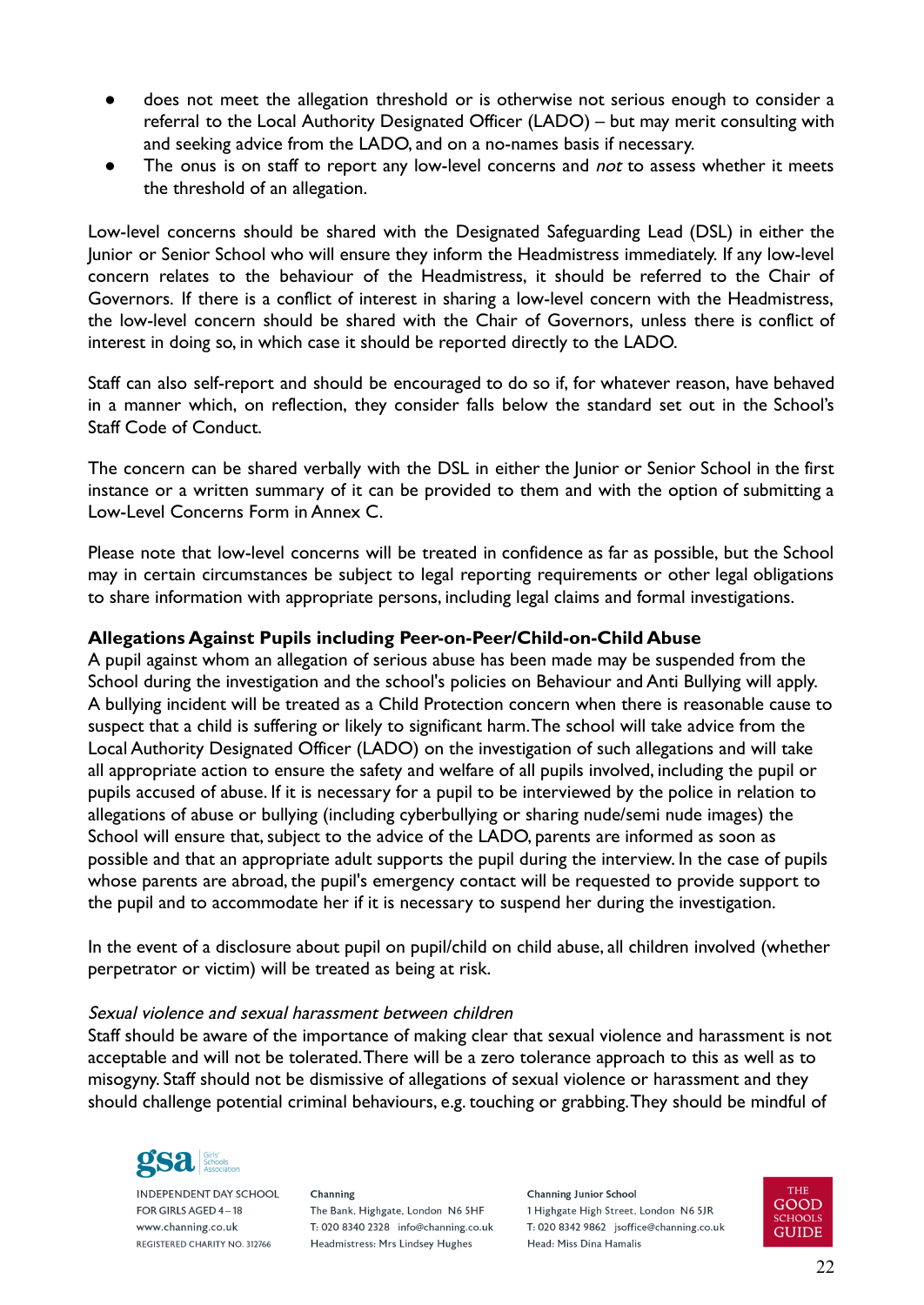- does not meet the allegation threshold or is otherwise not serious enough to consider a referral to the Local Authority Designated Officer (LADO) – but may merit consulting with and seeking advice from the LADO, and on a no-names basis if necessary.
- The onus is on staff to report any low-level concerns and *not* to assess whether it meets the threshold of an allegation.

Low-level concerns should be shared with the Designated Safeguarding Lead (DSL) in either the Junior or Senior School who will ensure they inform the Headmistress immediately. If any low-level concern relates to the behaviour of the Headmistress, it should be referred to the Chair of Governors. If there is a conflict of interest in sharing a low-level concern with the Headmistress, the low-level concern should be shared with the Chair of Governors, unless there is conflict of interest in doing so, in which case it should be reported directly to the LADO.

Staff can also self-report and should be encouraged to do so if, for whatever reason, have behaved in a manner which, on reflection, they consider falls below the standard set out in the School's Staff Code of Conduct.

The concern can be shared verbally with the DSL in either the Junior or Senior School in the first instance or a written summary of it can be provided to them and with the option of submitting a Low-Level Concerns Form in Annex C.

Please note that low-level concerns will be treated in confidence as far as possible, but the School may in certain circumstances be subject to legal reporting requirements or other legal obligations to share information with appropriate persons, including legal claims and formal investigations.

**Allegations Against Pupils including Peer-on-Peer/Child-on-Child Abuse**

A pupil against whom an allegation of serious abuse has been made may be suspended from the School during the investigation and the school's policies on Behaviour and Anti Bullying will apply. A bullying incident will be treated as a Child Protection concern when there is reasonable cause to suspect that a child is suffering or likely to significant harm. The school will take advice from the Local Authority Designated Officer (LADO) on the investigation of such allegations and will take all appropriate action to ensure the safety and welfare of all pupils involved, including the pupil or pupils accused of abuse. If it is necessary for a pupil to be interviewed by the police in relation to allegations of abuse or bullying (including cyberbullying or sharing nude/semi nude images) the School will ensure that, subject to the advice of the LADO, parents are informed as soon as possible and that an appropriate adult supports the pupil during the interview. In the case of pupils whose parents are abroad, the pupil's emergency contact will be requested to provide support to the pupil and to accommodate her if it is necessary to suspend her during the investigation.

In the event of a disclosure about pupil on pupil/child on child abuse, all children involved (whether perpetrator or victim) will be treated as being at risk.

*Sexual violence and sexual harassment between children*

Staff should be aware of the importance of making clear that sexual violence and harassment is not acceptable and will not be tolerated. There will be a zero tolerance approach to this as well as to misogyny. Staff should not be dismissive of allegations of sexual violence or harassment and they should challenge potential criminal behaviours, e.g. touching or grabbing. They should be mindful of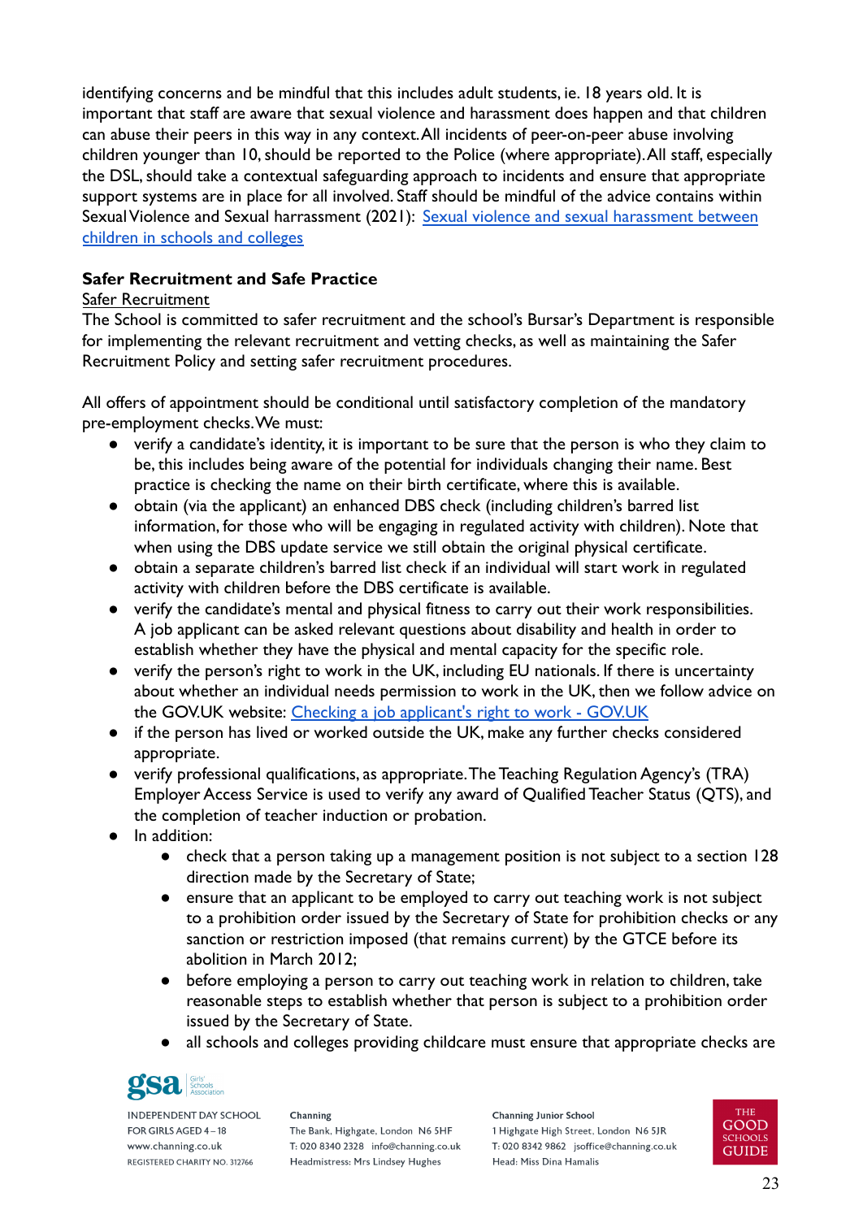identifying concerns and be mindful that this includes adult students, ie. 18 years old. It is important that staff are aware that sexual violence and harassment does happen and that children can abuse their peers in this way in any context. All incidents of peer-on-peer abuse involving children younger than 10, should be reported to the Police (where appropriate). All staff, especially the DSL, should take a contextual safeguarding approach to incidents and ensure that appropriate support systems are in place for all involved. Staff should be mindful of the advice contains within Sexual Violence and Sexual harrassment (2021): [Sexual violence and sexual harassment between children in schools and colleges]

### Safer Recruitment and Safe Practice

Safer Recruitment

The School is committed to safer recruitment and the school's Bursar's Department is responsible for implementing the relevant recruitment and vetting checks, as well as maintaining the Safer Recruitment Policy and setting safer recruitment procedures.

All offers of appointment should be conditional until satisfactory completion of the mandatory pre-employment checks. We must:

- verify a candidate's identity, it is important to be sure that the person is who they claim to be, this includes being aware of the potential for individuals changing their name. Best practice is checking the name on their birth certificate, where this is available.
- obtain (via the applicant) an enhanced DBS check (including children's barred list information, for those who will be engaging in regulated activity with children). Note that when using the DBS update service we still obtain the original physical certificate.
- obtain a separate children's barred list check if an individual will start work in regulated activity with children before the DBS certificate is available.
- verify the candidate's mental and physical fitness to carry out their work responsibilities. A job applicant can be asked relevant questions about disability and health in order to establish whether they have the physical and mental capacity for the specific role.
- verify the person's right to work in the UK, including EU nationals. If there is uncertainty about whether an individual needs permission to work in the UK, then we follow advice on the GOV.UK website: [Checking a job applicant's right to work - GOV.UK]
- if the person has lived or worked outside the UK, make any further checks considered appropriate.
- verify professional qualifications, as appropriate. The Teaching Regulation Agency's (TRA) Employer Access Service is used to verify any award of Qualified Teacher Status (QTS), and the completion of teacher induction or probation.
- In addition:
    - check that a person taking up a management position is not subject to a section 128 direction made by the Secretary of State;
    - ensure that an applicant to be employed to carry out teaching work is not subject to a prohibition order issued by the Secretary of State for prohibition checks or any sanction or restriction imposed (that remains current) by the GTCE before its abolition in March 2012;
    - before employing a person to carry out teaching work in relation to children, take reasonable steps to establish whether that person is subject to a prohibition order issued by the Secretary of State.
    - all schools and colleges providing childcare must ensure that appropriate checks are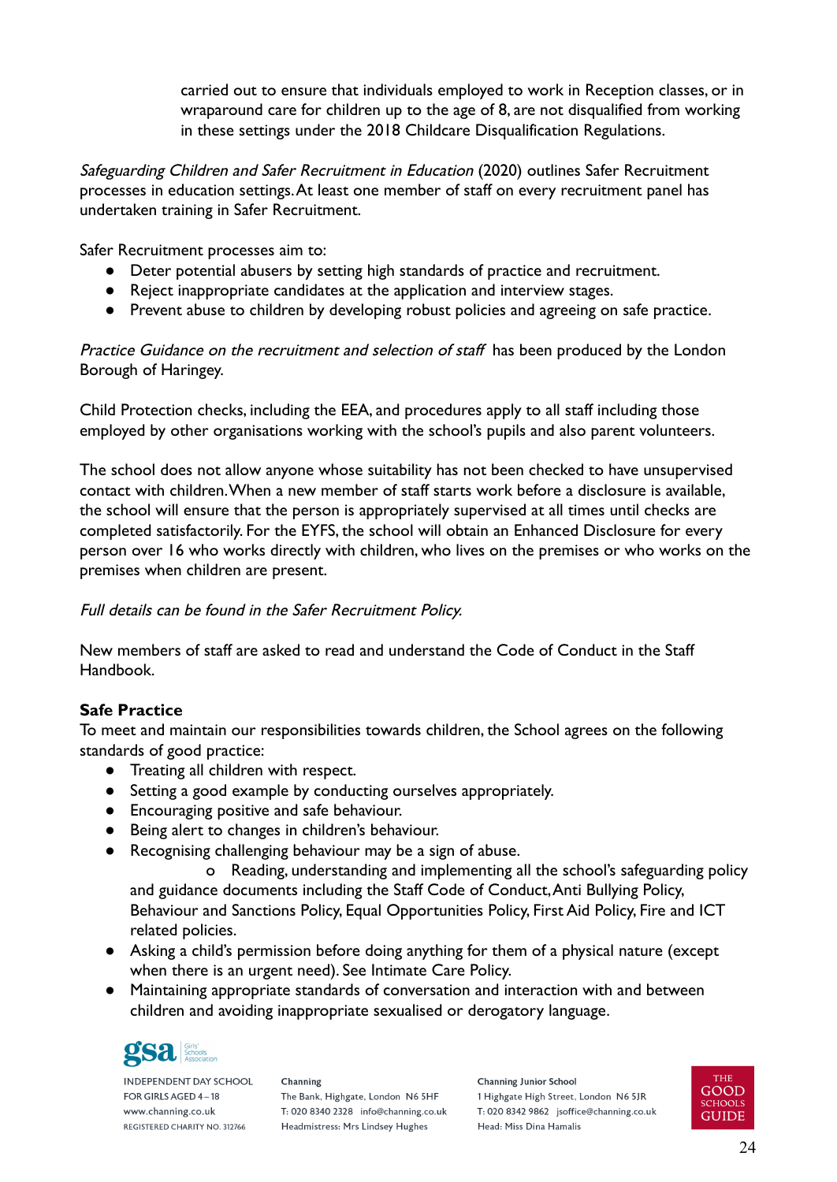carried out to ensure that individuals employed to work in Reception classes, or in wraparound care for children up to the age of 8, are not disqualified from working in these settings under the 2018 Childcare Disqualification Regulations.

*Safeguarding Children and Safer Recruitment in Education* (2020) outlines Safer Recruitment processes in education settings. At least one member of staff on every recruitment panel has undertaken training in Safer Recruitment.

Safer Recruitment processes aim to:

- Deter potential abusers by setting high standards of practice and recruitment.
- Reject inappropriate candidates at the application and interview stages.
- Prevent abuse to children by developing robust policies and agreeing on safe practice.

*Practice Guidance on the recruitment and selection of staff* has been produced by the London Borough of Haringey.

Child Protection checks, including the EEA, and procedures apply to all staff including those employed by other organisations working with the school's pupils and also parent volunteers.

The school does not allow anyone whose suitability has not been checked to have unsupervised contact with children. When a new member of staff starts work before a disclosure is available, the school will ensure that the person is appropriately supervised at all times until checks are completed satisfactorily. For the EYFS, the school will obtain an Enhanced Disclosure for every person over 16 who works directly with children, who lives on the premises or who works on the premises when children are present.

*Full details can be found in the Safer Recruitment Policy.*

New members of staff are asked to read and understand the Code of Conduct in the Staff Handbook.

**Safe Practice**

To meet and maintain our responsibilities towards children, the School agrees on the following standards of good practice:

- Treating all children with respect.
- Setting a good example by conducting ourselves appropriately.
- Encouraging positive and safe behaviour.
- Being alert to changes in children's behaviour.
- Recognising challenging behaviour may be a sign of abuse.
  - Reading, understanding and implementing all the school's safeguarding policy and guidance documents including the Staff Code of Conduct, Anti Bullying Policy, Behaviour and Sanctions Policy, Equal Opportunities Policy, First Aid Policy, Fire and ICT related policies.
- Asking a child's permission before doing anything for them of a physical nature (except when there is an urgent need). See Intimate Care Policy.
- Maintaining appropriate standards of conversation and interaction with and between children and avoiding inappropriate sexualised or derogatory language.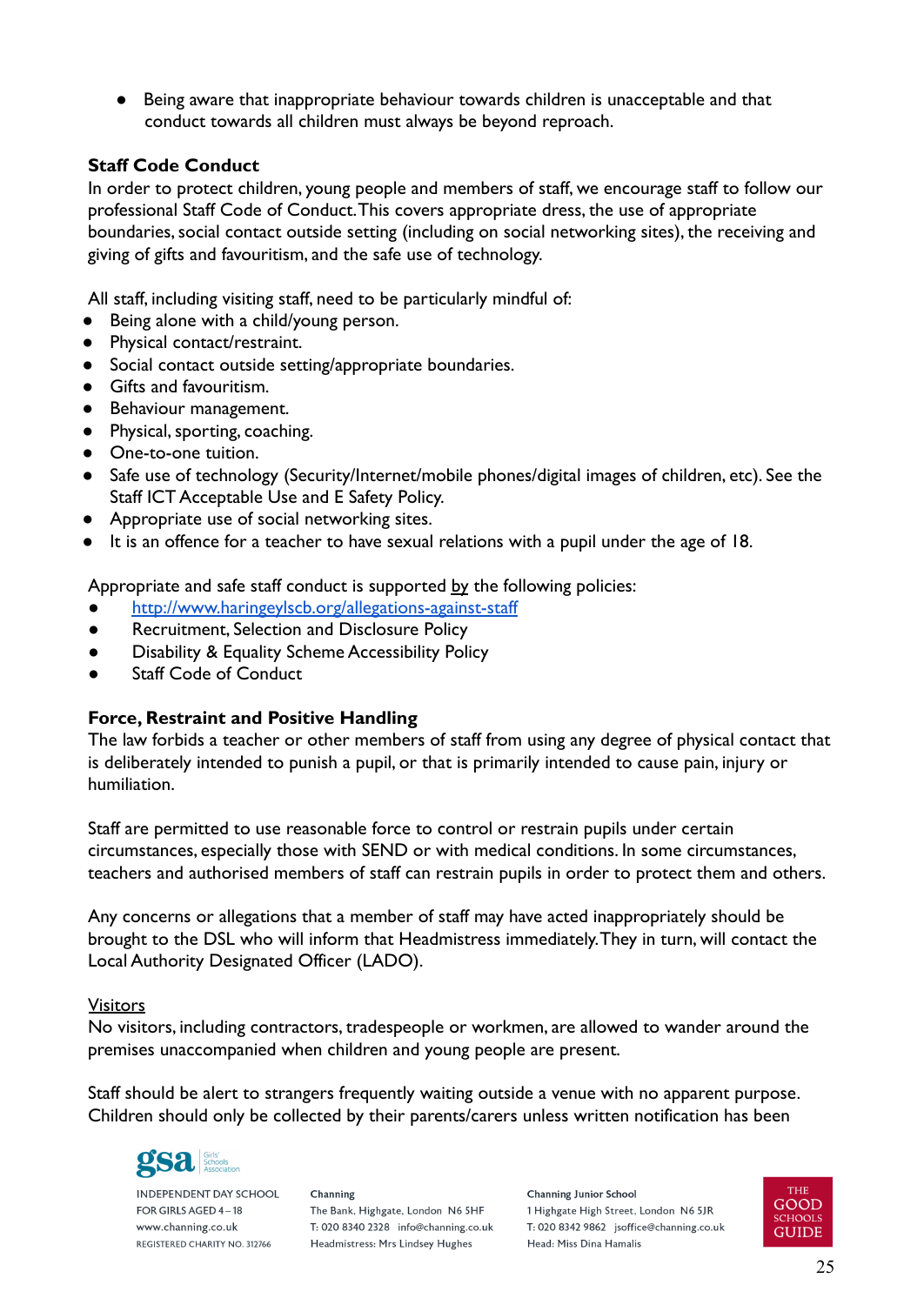- Being aware that inappropriate behaviour towards children is unacceptable and that conduct towards all children must always be beyond reproach.

**Staff Code Conduct**

In order to protect children, young people and members of staff, we encourage staff to follow our professional Staff Code of Conduct. This covers appropriate dress, the use of appropriate boundaries, social contact outside setting (including on social networking sites), the receiving and giving of gifts and favouritism, and the safe use of technology.

All staff, including visiting staff, need to be particularly mindful of:

- Being alone with a child/young person.
- Physical contact/restraint.
- Social contact outside setting/appropriate boundaries.
- Gifts and favouritism.
- Behaviour management.
- Physical, sporting, coaching.
- One-to-one tuition.
- Safe use of technology (Security/Internet/mobile phones/digital images of children, etc). See the Staff ICT Acceptable Use and E Safety Policy.
- Appropriate use of social networking sites.
- It is an offence for a teacher to have sexual relations with a pupil under the age of 18.

Appropriate and safe staff conduct is supported by the following policies:

- [http://www.haringeylscb.org/allegations-against-staff](http://www.haringeylscb.org/allegations-against-staff)
- Recruitment, Selection and Disclosure Policy
- Disability & Equality Scheme Accessibility Policy
- Staff Code of Conduct

**Force, Restraint and Positive Handling**

The law forbids a teacher or other members of staff from using any degree of physical contact that is deliberately intended to punish a pupil, or that is primarily intended to cause pain, injury or humiliation.

Staff are permitted to use reasonable force to control or restrain pupils under certain circumstances, especially those with SEND or with medical conditions. In some circumstances, teachers and authorised members of staff can restrain pupils in order to protect them and others.

Any concerns or allegations that a member of staff may have acted inappropriately should be brought to the DSL who will inform that Headmistress immediately. They in turn, will contact the Local Authority Designated Officer (LADO).

Visitors

No visitors, including contractors, tradespeople or workmen, are allowed to wander around the premises unaccompanied when children and young people are present.

Staff should be alert to strangers frequently waiting outside a venue with no apparent purpose. Children should only be collected by their parents/carers unless written notification has been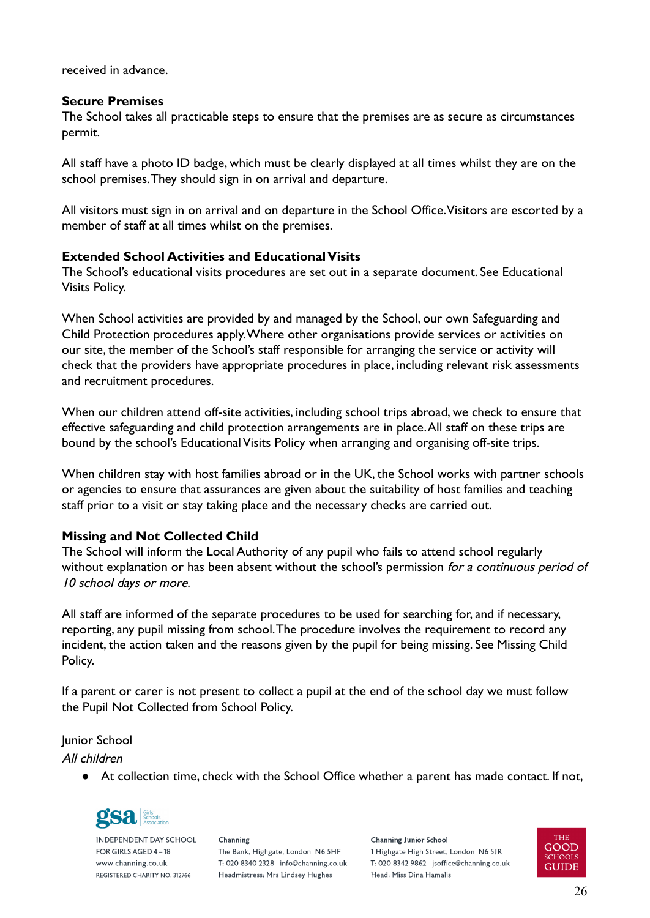received in advance.

**Secure Premises**
The School takes all practicable steps to ensure that the premises are as secure as circumstances permit.

All staff have a photo ID badge, which must be clearly displayed at all times whilst they are on the school premises. They should sign in on arrival and departure.

All visitors must sign in on arrival and on departure in the School Office. Visitors are escorted by a member of staff at all times whilst on the premises.

**Extended School Activities and Educational Visits**
The School's educational visits procedures are set out in a separate document. See Educational Visits Policy.

When School activities are provided by and managed by the School, our own Safeguarding and Child Protection procedures apply. Where other organisations provide services or activities on our site, the member of the School's staff responsible for arranging the service or activity will check that the providers have appropriate procedures in place, including relevant risk assessments and recruitment procedures.

When our children attend off-site activities, including school trips abroad, we check to ensure that effective safeguarding and child protection arrangements are in place. All staff on these trips are bound by the school's Educational Visits Policy when arranging and organising off-site trips.

When children stay with host families abroad or in the UK, the School works with partner schools or agencies to ensure that assurances are given about the suitability of host families and teaching staff prior to a visit or stay taking place and the necessary checks are carried out.

**Missing and Not Collected Child**
The School will inform the Local Authority of any pupil who fails to attend school regularly without explanation or has been absent without the school's permission *for a continuous period of 10 school days or more*.

All staff are informed of the separate procedures to be used for searching for, and if necessary, reporting, any pupil missing from school. The procedure involves the requirement to record any incident, the action taken and the reasons given by the pupil for being missing. See Missing Child Policy.

If a parent or carer is not present to collect a pupil at the end of the school day we must follow the Pupil Not Collected from School Policy.

Junior School
*All children*

- At collection time, check with the School Office whether a parent has made contact. If not,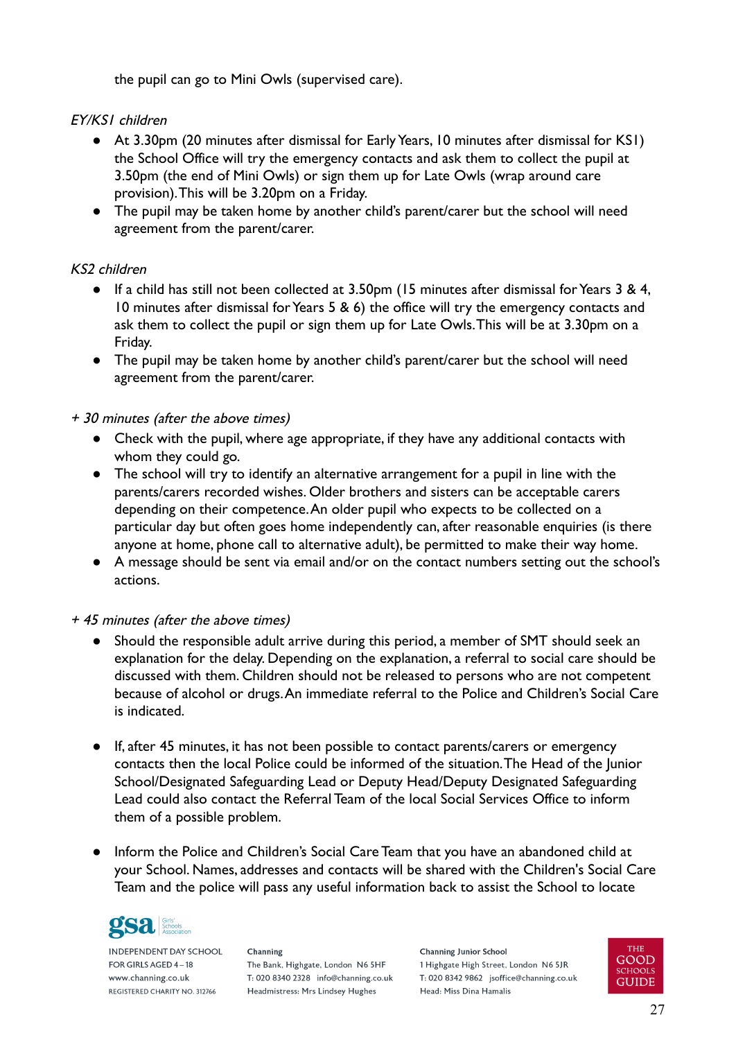the pupil can go to Mini Owls (supervised care).

*EY/KS1 children*

- At 3.30pm (20 minutes after dismissal for Early Years, 10 minutes after dismissal for KS1) the School Office will try the emergency contacts and ask them to collect the pupil at 3.50pm (the end of Mini Owls) or sign them up for Late Owls (wrap around care provision). This will be 3.20pm on a Friday.
- The pupil may be taken home by another child's parent/carer but the school will need agreement from the parent/carer.

*KS2 children*

- If a child has still not been collected at 3.50pm (15 minutes after dismissal for Years 3 & 4, 10 minutes after dismissal for Years 5 & 6) the office will try the emergency contacts and ask them to collect the pupil or sign them up for Late Owls. This will be at 3.30pm on a Friday.
- The pupil may be taken home by another child's parent/carer but the school will need agreement from the parent/carer.

*+ 30 minutes (after the above times)*

- Check with the pupil, where age appropriate, if they have any additional contacts with whom they could go.
- The school will try to identify an alternative arrangement for a pupil in line with the parents/carers recorded wishes. Older brothers and sisters can be acceptable carers depending on their competence. An older pupil who expects to be collected on a particular day but often goes home independently can, after reasonable enquiries (is there anyone at home, phone call to alternative adult), be permitted to make their way home.
- A message should be sent via email and/or on the contact numbers setting out the school's actions.

*+ 45 minutes (after the above times)*

- Should the responsible adult arrive during this period, a member of SMT should seek an explanation for the delay. Depending on the explanation, a referral to social care should be discussed with them. Children should not be released to persons who are not competent because of alcohol or drugs. An immediate referral to the Police and Children's Social Care is indicated.

- If, after 45 minutes, it has not been possible to contact parents/carers or emergency contacts then the local Police could be informed of the situation. The Head of the Junior School/Designated Safeguarding Lead or Deputy Head/Deputy Designated Safeguarding Lead could also contact the Referral Team of the local Social Services Office to inform them of a possible problem.

- Inform the Police and Children's Social Care Team that you have an abandoned child at your School. Names, addresses and contacts will be shared with the Children's Social Care Team and the police will pass any useful information back to assist the School to locate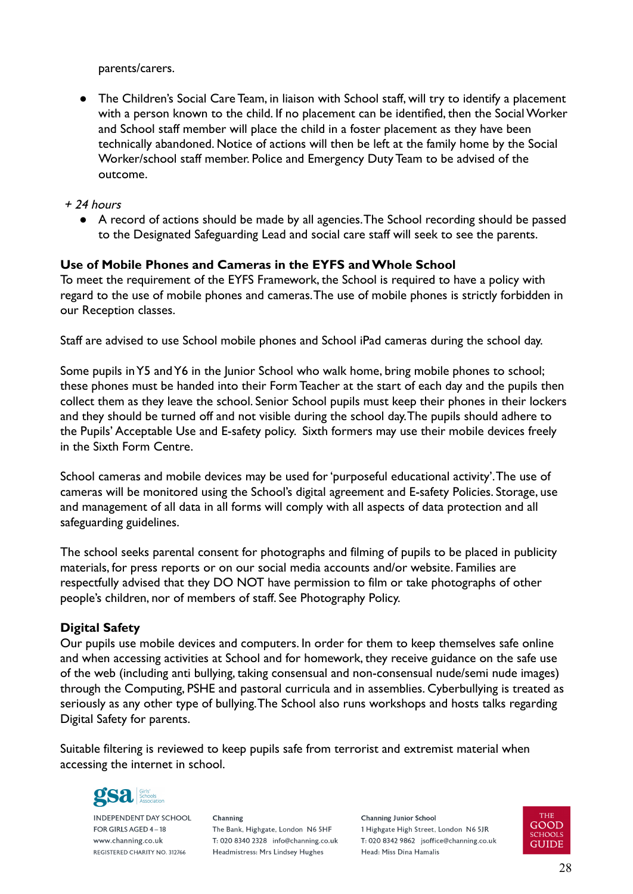parents/carers.

- The Children's Social Care Team, in liaison with School staff, will try to identify a placement with a person known to the child. If no placement can be identified, then the Social Worker and School staff member will place the child in a foster placement as they have been technically abandoned. Notice of actions will then be left at the family home by the Social Worker/school staff member. Police and Emergency Duty Team to be advised of the outcome.

*+ 24 hours*

- A record of actions should be made by all agencies. The School recording should be passed to the Designated Safeguarding Lead and social care staff will seek to see the parents.

**Use of Mobile Phones and Cameras in the EYFS and Whole School**

To meet the requirement of the EYFS Framework, the School is required to have a policy with regard to the use of mobile phones and cameras. The use of mobile phones is strictly forbidden in our Reception classes.

Staff are advised to use School mobile phones and School iPad cameras during the school day.

Some pupils in Y5 and Y6 in the Junior School who walk home, bring mobile phones to school; these phones must be handed into their Form Teacher at the start of each day and the pupils then collect them as they leave the school. Senior School pupils must keep their phones in their lockers and they should be turned off and not visible during the school day. The pupils should adhere to the Pupils' Acceptable Use and E-safety policy. Sixth formers may use their mobile devices freely in the Sixth Form Centre.

School cameras and mobile devices may be used for 'purposeful educational activity'. The use of cameras will be monitored using the School's digital agreement and E-safety Policies. Storage, use and management of all data in all forms will comply with all aspects of data protection and all safeguarding guidelines.

The school seeks parental consent for photographs and filming of pupils to be placed in publicity materials, for press reports or on our social media accounts and/or website. Families are respectfully advised that they DO NOT have permission to film or take photographs of other people's children, nor of members of staff. See Photography Policy.

**Digital Safety**

Our pupils use mobile devices and computers. In order for them to keep themselves safe online and when accessing activities at School and for homework, they receive guidance on the safe use of the web (including anti bullying, taking consensual and non-consensual nude/semi nude images) through the Computing, PSHE and pastoral curricula and in assemblies. Cyberbullying is treated as seriously as any other type of bullying. The School also runs workshops and hosts talks regarding Digital Safety for parents.

Suitable filtering is reviewed to keep pupils safe from terrorist and extremist material when accessing the internet in school.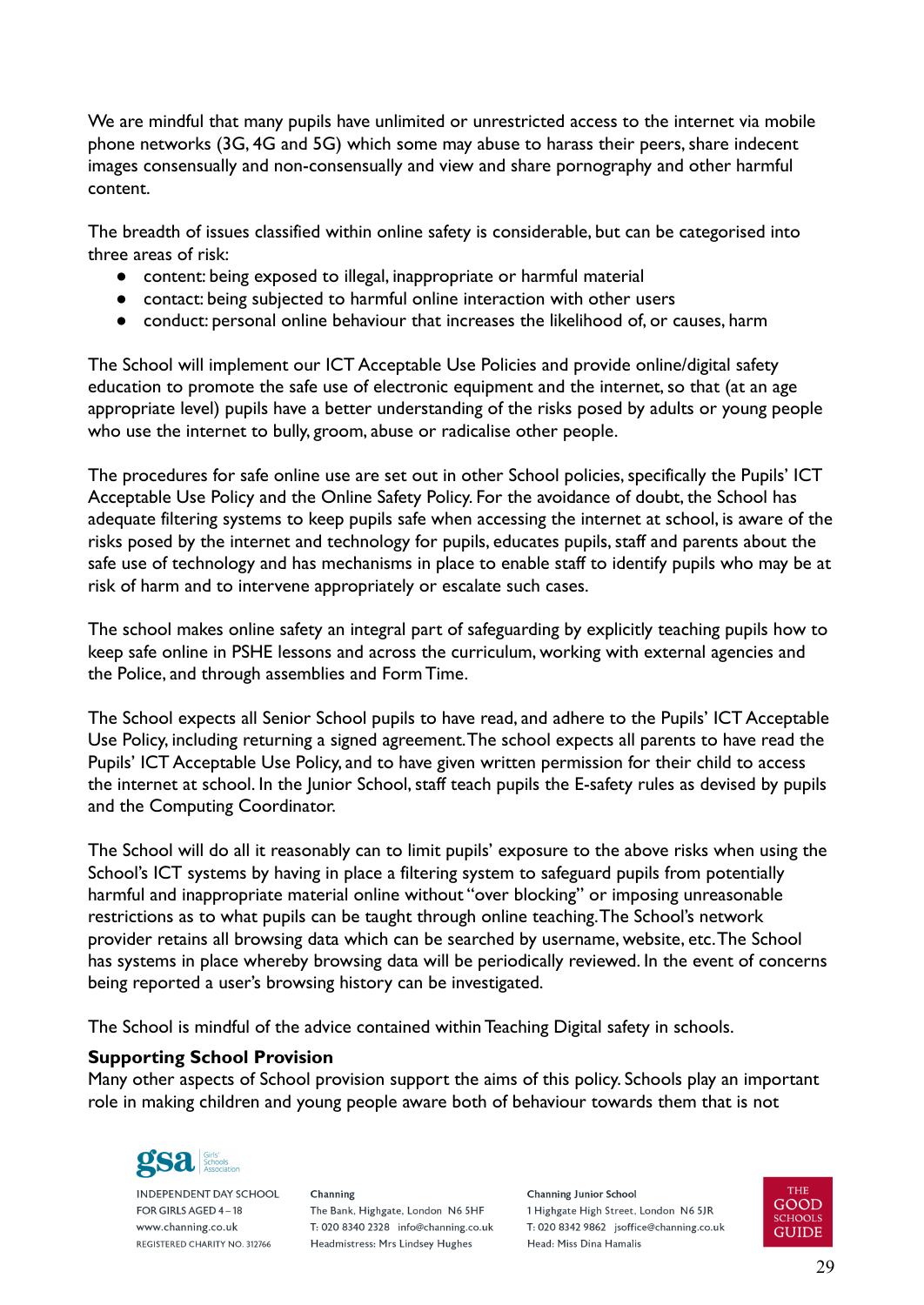We are mindful that many pupils have unlimited or unrestricted access to the internet via mobile phone networks (3G, 4G and 5G) which some may abuse to harass their peers, share indecent images consensually and non-consensually and view and share pornography and other harmful content.

The breadth of issues classified within online safety is considerable, but can be categorised into three areas of risk:

- content: being exposed to illegal, inappropriate or harmful material
- contact: being subjected to harmful online interaction with other users
- conduct: personal online behaviour that increases the likelihood of, or causes, harm

The School will implement our ICT Acceptable Use Policies and provide online/digital safety education to promote the safe use of electronic equipment and the internet, so that (at an age appropriate level) pupils have a better understanding of the risks posed by adults or young people who use the internet to bully, groom, abuse or radicalise other people.

The procedures for safe online use are set out in other School policies, specifically the Pupils' ICT Acceptable Use Policy and the Online Safety Policy. For the avoidance of doubt, the School has adequate filtering systems to keep pupils safe when accessing the internet at school, is aware of the risks posed by the internet and technology for pupils, educates pupils, staff and parents about the safe use of technology and has mechanisms in place to enable staff to identify pupils who may be at risk of harm and to intervene appropriately or escalate such cases.

The school makes online safety an integral part of safeguarding by explicitly teaching pupils how to keep safe online in PSHE lessons and across the curriculum, working with external agencies and the Police, and through assemblies and Form Time.

The School expects all Senior School pupils to have read, and adhere to the Pupils' ICT Acceptable Use Policy, including returning a signed agreement. The school expects all parents to have read the Pupils' ICT Acceptable Use Policy, and to have given written permission for their child to access the internet at school. In the Junior School, staff teach pupils the E-safety rules as devised by pupils and the Computing Coordinator.

The School will do all it reasonably can to limit pupils' exposure to the above risks when using the School's ICT systems by having in place a filtering system to safeguard pupils from potentially harmful and inappropriate material online without "over blocking" or imposing unreasonable restrictions as to what pupils can be taught through online teaching. The School's network provider retains all browsing data which can be searched by username, website, etc. The School has systems in place whereby browsing data will be periodically reviewed. In the event of concerns being reported a user's browsing history can be investigated.

The School is mindful of the advice contained within Teaching Digital safety in schools.

**Supporting School Provision**

Many other aspects of School provision support the aims of this policy. Schools play an important role in making children and young people aware both of behaviour towards them that is not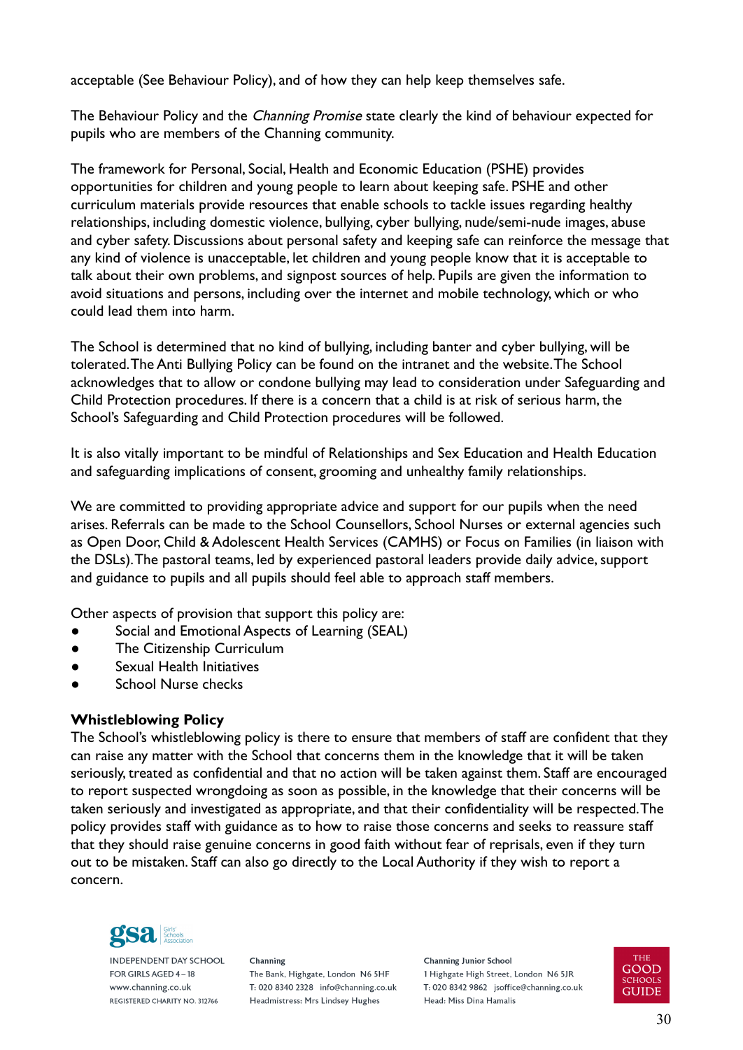acceptable (See Behaviour Policy), and of how they can help keep themselves safe.

The Behaviour Policy and the *Channing Promise* state clearly the kind of behaviour expected for pupils who are members of the Channing community.

The framework for Personal, Social, Health and Economic Education (PSHE) provides opportunities for children and young people to learn about keeping safe. PSHE and other curriculum materials provide resources that enable schools to tackle issues regarding healthy relationships, including domestic violence, bullying, cyber bullying, nude/semi-nude images, abuse and cyber safety. Discussions about personal safety and keeping safe can reinforce the message that any kind of violence is unacceptable, let children and young people know that it is acceptable to talk about their own problems, and signpost sources of help. Pupils are given the information to avoid situations and persons, including over the internet and mobile technology, which or who could lead them into harm.

The School is determined that no kind of bullying, including banter and cyber bullying, will be tolerated. The Anti Bullying Policy can be found on the intranet and the website. The School acknowledges that to allow or condone bullying may lead to consideration under Safeguarding and Child Protection procedures. If there is a concern that a child is at risk of serious harm, the School's Safeguarding and Child Protection procedures will be followed.

It is also vitally important to be mindful of Relationships and Sex Education and Health Education and safeguarding implications of consent, grooming and unhealthy family relationships.

We are committed to providing appropriate advice and support for our pupils when the need arises. Referrals can be made to the School Counsellors, School Nurses or external agencies such as Open Door, Child & Adolescent Health Services (CAMHS) or Focus on Families (in liaison with the DSLs). The pastoral teams, led by experienced pastoral leaders provide daily advice, support and guidance to pupils and all pupils should feel able to approach staff members.

Other aspects of provision that support this policy are:

- Social and Emotional Aspects of Learning (SEAL)
- The Citizenship Curriculum
- Sexual Health Initiatives
- School Nurse checks

**Whistleblowing Policy**

The School's whistleblowing policy is there to ensure that members of staff are confident that they can raise any matter with the School that concerns them in the knowledge that it will be taken seriously, treated as confidential and that no action will be taken against them. Staff are encouraged to report suspected wrongdoing as soon as possible, in the knowledge that their concerns will be taken seriously and investigated as appropriate, and that their confidentiality will be respected. The policy provides staff with guidance as to how to raise those concerns and seeks to reassure staff that they should raise genuine concerns in good faith without fear of reprisals, even if they turn out to be mistaken. Staff can also go directly to the Local Authority if they wish to report a concern.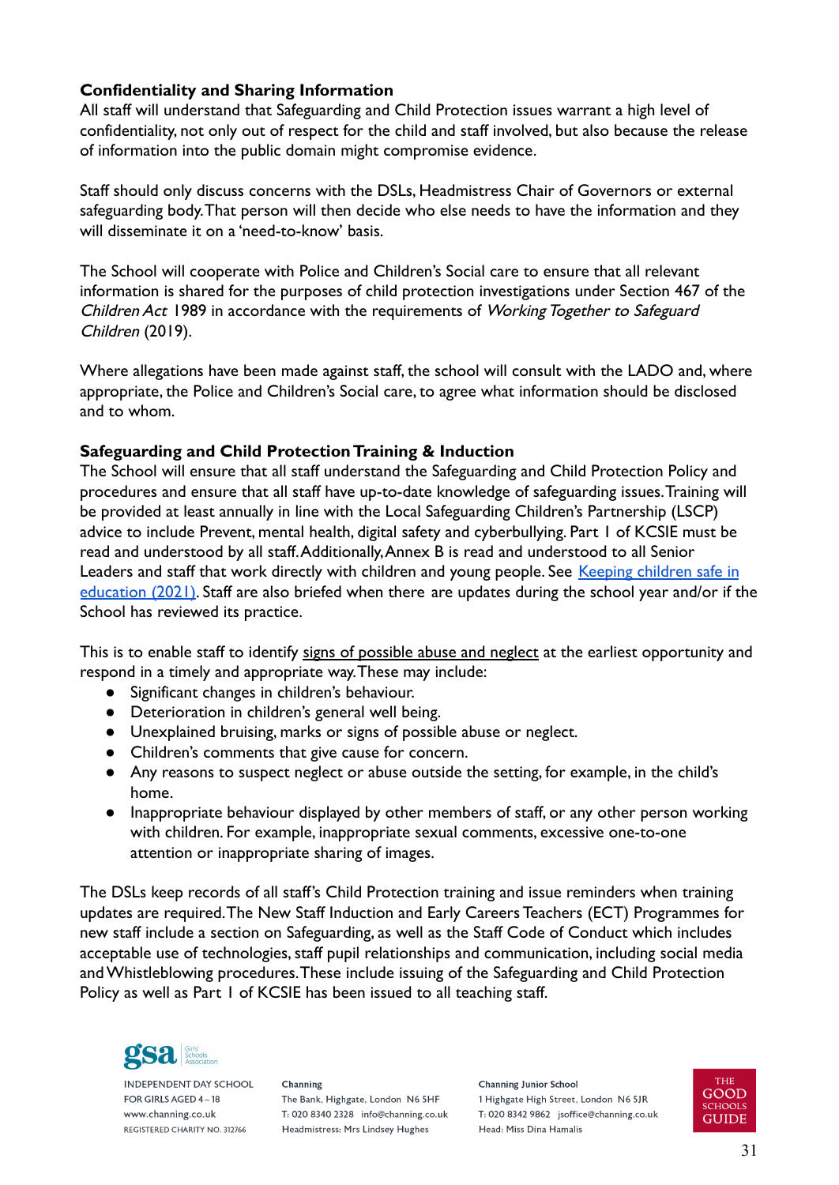**Confidentiality and Sharing Information**

All staff will understand that Safeguarding and Child Protection issues warrant a high level of confidentiality, not only out of respect for the child and staff involved, but also because the release of information into the public domain might compromise evidence.

Staff should only discuss concerns with the DSLs, Headmistress Chair of Governors or external safeguarding body. That person will then decide who else needs to have the information and they will disseminate it on a 'need-to-know' basis.

The School will cooperate with Police and Children's Social care to ensure that all relevant information is shared for the purposes of child protection investigations under Section 467 of the *Children Act* 1989 in accordance with the requirements of *Working Together to Safeguard Children* (2019).

Where allegations have been made against staff, the school will consult with the LADO and, where appropriate, the Police and Children's Social care, to agree what information should be disclosed and to whom.

**Safeguarding and Child Protection Training & Induction**

The School will ensure that all staff understand the Safeguarding and Child Protection Policy and procedures and ensure that all staff have up-to-date knowledge of safeguarding issues. Training will be provided at least annually in line with the Local Safeguarding Children's Partnership (LSCP) advice to include Prevent, mental health, digital safety and cyberbullying. Part 1 of KCSIE must be read and understood by all staff. Additionally, Annex B is read and understood to all Senior Leaders and staff that work directly with children and young people. See [Keeping children safe in education (2021)](). Staff are also briefed when there are updates during the school year and/or if the School has reviewed its practice.

This is to enable staff to identify signs of possible abuse and neglect at the earliest opportunity and respond in a timely and appropriate way. These may include:

- Significant changes in children's behaviour.
- Deterioration in children's general well being.
- Unexplained bruising, marks or signs of possible abuse or neglect.
- Children's comments that give cause for concern.
- Any reasons to suspect neglect or abuse outside the setting, for example, in the child's home.
- Inappropriate behaviour displayed by other members of staff, or any other person working with children. For example, inappropriate sexual comments, excessive one-to-one attention or inappropriate sharing of images.

The DSLs keep records of all staff's Child Protection training and issue reminders when training updates are required. The New Staff Induction and Early Careers Teachers (ECT) Programmes for new staff include a section on Safeguarding, as well as the Staff Code of Conduct which includes acceptable use of technologies, staff pupil relationships and communication, including social media and Whistleblowing procedures. These include issuing of the Safeguarding and Child Protection Policy as well as Part 1 of KCSIE has been issued to all teaching staff.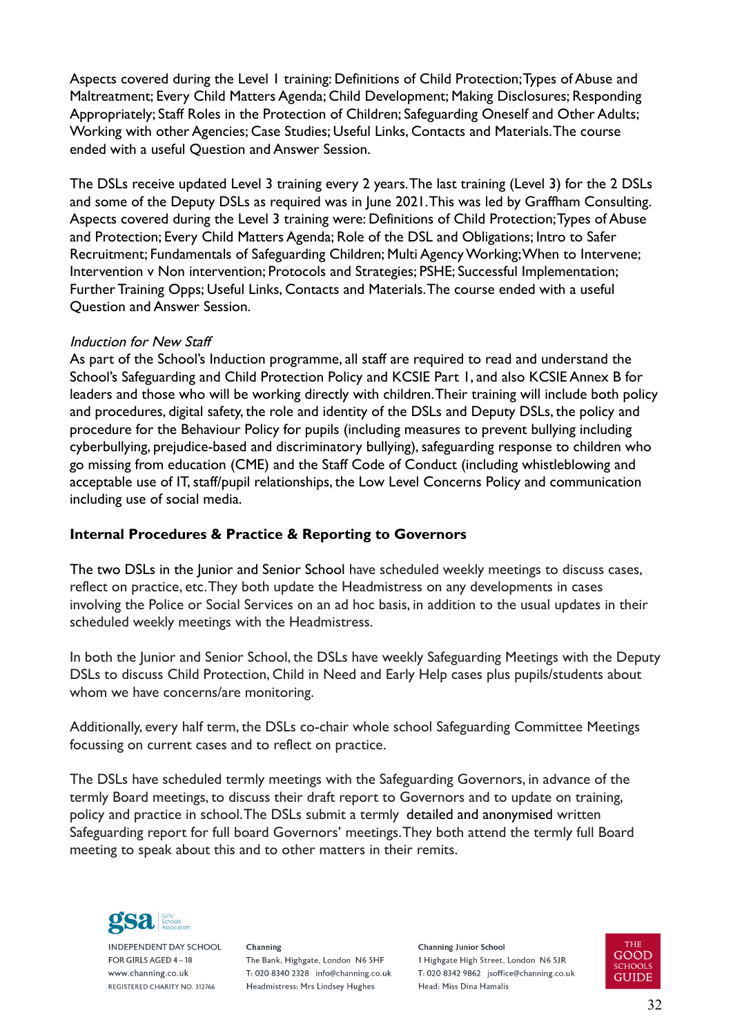Aspects covered during the Level 1 training: Definitions of Child Protection; Types of Abuse and Maltreatment; Every Child Matters Agenda; Child Development; Making Disclosures; Responding Appropriately; Staff Roles in the Protection of Children; Safeguarding Oneself and Other Adults; Working with other Agencies; Case Studies; Useful Links, Contacts and Materials. The course ended with a useful Question and Answer Session.

The DSLs receive updated Level 3 training every 2 years. The last training (Level 3) for the 2 DSLs and some of the Deputy DSLs as required was in June 2021. This was led by Graffham Consulting. Aspects covered during the Level 3 training were: Definitions of Child Protection; Types of Abuse and Protection; Every Child Matters Agenda; Role of the DSL and Obligations; Intro to Safer Recruitment; Fundamentals of Safeguarding Children; Multi Agency Working; When to Intervene; Intervention v Non intervention; Protocols and Strategies; PSHE; Successful Implementation; Further Training Opps; Useful Links, Contacts and Materials. The course ended with a useful Question and Answer Session.

*Induction for New Staff*

As part of the School's Induction programme, all staff are required to read and understand the School's Safeguarding and Child Protection Policy and KCSIE Part 1, and also KCSIE Annex B for leaders and those who will be working directly with children. Their training will include both policy and procedures, digital safety, the role and identity of the DSLs and Deputy DSLs, the policy and procedure for the Behaviour Policy for pupils (including measures to prevent bullying including cyberbullying, prejudice-based and discriminatory bullying), safeguarding response to children who go missing from education (CME) and the Staff Code of Conduct (including whistleblowing and acceptable use of IT, staff/pupil relationships, the Low Level Concerns Policy and communication including use of social media.

**Internal Procedures & Practice & Reporting to Governors**

The two DSLs in the Junior and Senior School have scheduled weekly meetings to discuss cases, reflect on practice, etc. They both update the Headmistress on any developments in cases involving the Police or Social Services on an ad hoc basis, in addition to the usual updates in their scheduled weekly meetings with the Headmistress.

In both the Junior and Senior School, the DSLs have weekly Safeguarding Meetings with the Deputy DSLs to discuss Child Protection, Child in Need and Early Help cases plus pupils/students about whom we have concerns/are monitoring.

Additionally, every half term, the DSLs co-chair whole school Safeguarding Committee Meetings focussing on current cases and to reflect on practice.

The DSLs have scheduled termly meetings with the Safeguarding Governors, in advance of the termly Board meetings, to discuss their draft report to Governors and to update on training, policy and practice in school. The DSLs submit a termly detailed and anonymised written Safeguarding report for full board Governors' meetings. They both attend the termly full Board meeting to speak about this and to other matters in their remits.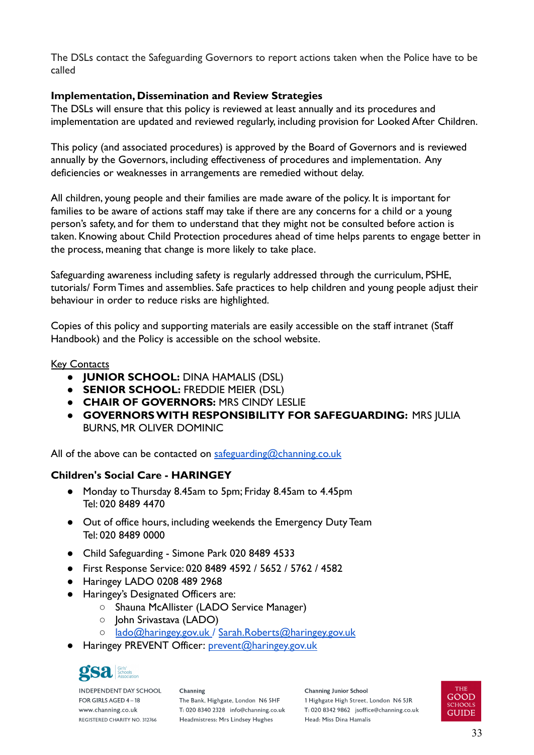The DSLs contact the Safeguarding Governors to report actions taken when the Police have to be called

**Implementation, Dissemination and Review Strategies**

The DSLs will ensure that this policy is reviewed at least annually and its procedures and implementation are updated and reviewed regularly, including provision for Looked After Children.

This policy (and associated procedures) is approved by the Board of Governors and is reviewed annually by the Governors, including effectiveness of procedures and implementation. Any deficiencies or weaknesses in arrangements are remedied without delay.

All children, young people and their families are made aware of the policy. It is important for families to be aware of actions staff may take if there are any concerns for a child or a young person's safety, and for them to understand that they might not be consulted before action is taken. Knowing about Child Protection procedures ahead of time helps parents to engage better in the process, meaning that change is more likely to take place.

Safeguarding awareness including safety is regularly addressed through the curriculum, PSHE, tutorials/ Form Times and assemblies. Safe practices to help children and young people adjust their behaviour in order to reduce risks are highlighted.

Copies of this policy and supporting materials are easily accessible on the staff intranet (Staff Handbook) and the Policy is accessible on the school website.

Key Contacts

- **JUNIOR SCHOOL:** DINA HAMALIS (DSL)
- **SENIOR SCHOOL:** FREDDIE MEIER (DSL)
- **CHAIR OF GOVERNORS:** MRS CINDY LESLIE
- **GOVERNORS WITH RESPONSIBILITY FOR SAFEGUARDING:** MRS JULIA BURNS, MR OLIVER DOMINIC

All of the above can be contacted on safeguarding@channing.co.uk

**Children's Social Care - HARINGEY**

- Monday to Thursday 8.45am to 5pm; Friday 8.45am to 4.45pm
  Tel: 020 8489 4470
- Out of office hours, including weekends the Emergency Duty Team
  Tel: 020 8489 0000
- Child Safeguarding - Simone Park 020 8489 4533
- First Response Service: 020 8489 4592 / 5652 / 5762 / 4582
- Haringey LADO 0208 489 2968
- Haringey's Designated Officers are:
  - Shauna McAllister (LADO Service Manager)
  - John Srivastava (LADO)
  - lado@haringey.gov.uk / Sarah.Roberts@haringey.gov.uk
- Haringey PREVENT Officer: prevent@haringey.gov.uk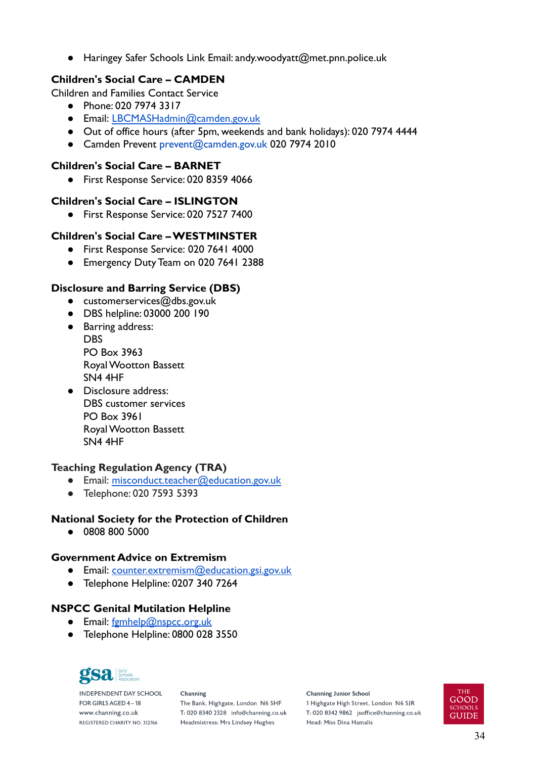- Haringey Safer Schools Link Email: andy.woodyatt@met.pnn.police.uk

**Children's Social Care – CAMDEN**

Children and Families Contact Service

- Phone: 020 7974 3317
- Email: LBCMASHadmin@camden.gov.uk
- Out of office hours (after 5pm, weekends and bank holidays): 020 7974 4444
- Camden Prevent prevent@camden.gov.uk 020 7974 2010

**Children's Social Care – BARNET**

- First Response Service: 020 8359 4066

**Children's Social Care – ISLINGTON**

- First Response Service: 020 7527 7400

**Children's Social Care – WESTMINSTER**

- First Response Service: 020 7641 4000
- Emergency Duty Team on 020 7641 2388

**Disclosure and Barring Service (DBS)**

- customerservices@dbs.gov.uk
- DBS helpline: 03000 200 190
- Barring address:
  DBS
  PO Box 3963
  Royal Wootton Bassett
  SN4 4HF
- Disclosure address:
  DBS customer services
  PO Box 3961
  Royal Wootton Bassett
  SN4 4HF

**Teaching Regulation Agency (TRA)**

- Email: misconduct.teacher@education.gov.uk
- Telephone: 020 7593 5393

**National Society for the Protection of Children**

- 0808 800 5000

**Government Advice on Extremism**

- Email: counter.extremism@education.gsi.gov.uk
- Telephone Helpline: 0207 340 7264

**NSPCC Genital Mutilation Helpline**

- Email: fgmhelp@nspcc.org.uk
- Telephone Helpline: 0800 028 3550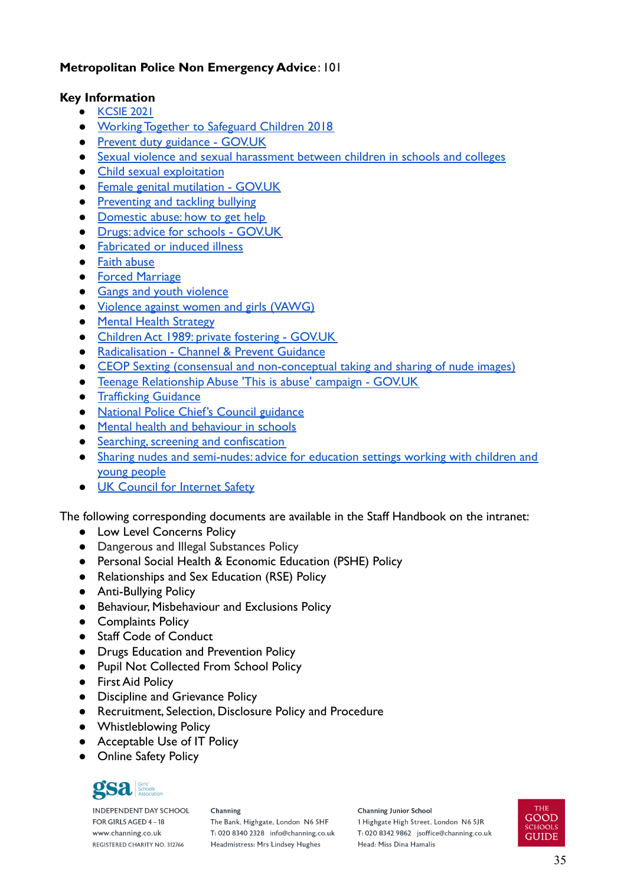**Metropolitan Police Non Emergency Advice**: 101

**Key Information**

- KCSIE 2021
- Working Together to Safeguard Children 2018
- Prevent duty guidance - GOV.UK
- Sexual violence and sexual harassment between children in schools and colleges
- Child sexual exploitation
- Female genital mutilation - GOV.UK
- Preventing and tackling bullying
- Domestic abuse: how to get help
- Drugs: advice for schools - GOV.UK
- Fabricated or induced illness
- Faith abuse
- Forced Marriage
- Gangs and youth violence
- Violence against women and girls (VAWG)
- Mental Health Strategy
- Children Act 1989: private fostering - GOV.UK
- Radicalisation - Channel & Prevent Guidance
- CEOP Sexting (consensual and non-conceptual taking and sharing of nude images)
- Teenage Relationship Abuse 'This is abuse' campaign - GOV.UK
- Trafficking Guidance
- National Police Chief's Council guidance
- Mental health and behaviour in schools
- Searching, screening and confiscation
- Sharing nudes and semi-nudes: advice for education settings working with children and young people
- UK Council for Internet Safety

The following corresponding documents are available in the Staff Handbook on the intranet:

- Low Level Concerns Policy
- Dangerous and Illegal Substances Policy
- Personal Social Health & Economic Education (PSHE) Policy
- Relationships and Sex Education (RSE) Policy
- Anti-Bullying Policy
- Behaviour, Misbehaviour and Exclusions Policy
- Complaints Policy
- Staff Code of Conduct
- Drugs Education and Prevention Policy
- Pupil Not Collected From School Policy
- First Aid Policy
- Discipline and Grievance Policy
- Recruitment, Selection, Disclosure Policy and Procedure
- Whistleblowing Policy
- Acceptable Use of IT Policy
- Online Safety Policy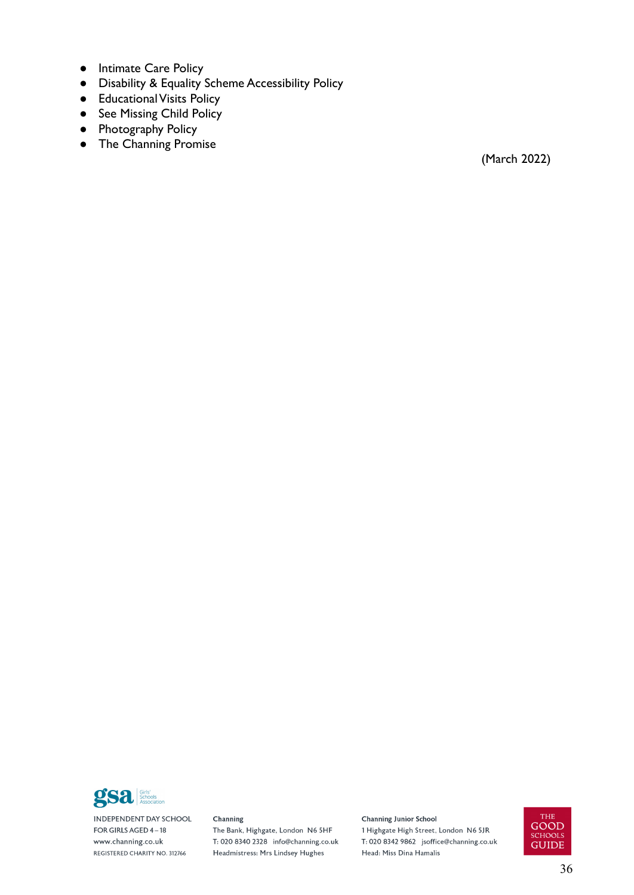- Intimate Care Policy
- Disability & Equality Scheme Accessibility Policy
- Educational Visits Policy
- See Missing Child Policy
- Photography Policy
- The Channing Promise

(March 2022)